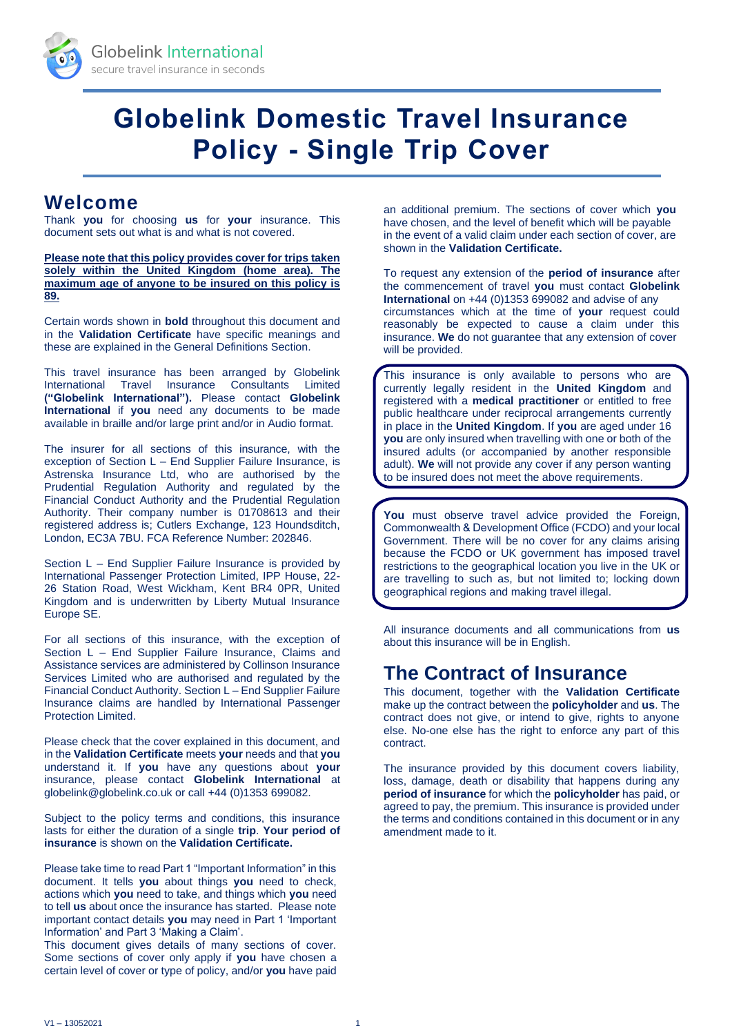Globelink International

secure travel insurance in seconds

# Globelink Domestic Travel Insurance Policy - Single Trip Cover

## Welcome

Thank **you** for choosing **us** for **your** insurance. This document sets out what is and what is not covered.

**Please note that this policy provides cover for trips taken solely within the United Kingdom (home area). The maximum age of anyone to be insured on this policy is 89.**

Certain words shown in **bold** throughout this document and in the **Validation Certificate** have specific meanings and these are explained in the General Definitions Section.

This travel insurance has been arranged by Globelink International Travel Insurance Consultants Limited **("Globelink International").** Please contact **Globelink International** if **you** need any documents to be made available in braille and/or large print and/or in Audio format.

The insurer for all sections of this insurance, with the exception of Section L – End Supplier Failure Insurance, is Astrenska Insurance Ltd, who are authorised by the Prudential Regulation Authority and regulated by the Financial Conduct Authority and the Prudential Regulation Authority. Their company number is 01708613 and their registered address is; Cutlers Exchange, 123 Houndsditch, London, EC3A 7BU. FCA Reference Number: 202846.

Section L – End Supplier Failure Insurance is provided by International Passenger Protection Limited, IPP House, 22-26 Station Road, West Wickham, Kent BR4 0PR, United Kingdom and is underwritten by Liberty Mutual Insurance Europe SE.

For all sections of this insurance, with the exception of Section L – End Supplier Failure Insurance, Claims and Assistance services are administered by Collinson Insurance Services Limited who are authorised and regulated by the Financial Conduct Authority. Section L – End Supplier Failure Insurance claims are handled by International Passenger Protection Limited.

Please check that the cover explained in this document, and in the **Validation Certificate** meets **your** needs and that **you** understand it. If **you** have any questions about **your** insurance, please contact **Globelink International** at globelink@globelink.co.uk or call +44 (0)1353 699082.

Subject to the policy terms and conditions, this insurance lasts for either the duration of a single **trip**. **Your period of insurance** is shown on the **Validation Certificate.**

Please take time to read Part 1 "Important Information" in this document. It tells **you** about things **you** need to check, actions which **you** need to take, and things which **you** need to tell **us** about once the insurance has started. Please note important contact details **you** may need in Part 1 'Important Information' and Part 3 'Making a Claim'.

This document gives details of many sections of cover. Some sections of cover only apply if **you** have chosen a certain level of cover or type of policy, and/or **you** have paid an additional premium. The sections of cover which **you** have chosen, and the level of benefit which will be payable in the event of a valid claim under each section of cover, are shown in the **Validation Certificate.**

To request any extension of the **period of insurance** after the commencement of travel **you** must contact **Globelink International** on +44 (0)1353 699082 and advise of any circumstances which at the time of **your** request could reasonably be expected to cause a claim under this insurance. **We** do not guarantee that any extension of cover will be provided.

This insurance is only available to persons who are currently legally resident in the **United Kingdom** and registered with a **medical practitioner** or entitled to free public healthcare under reciprocal arrangements currently in place in the **United Kingdom**. If **you** are aged under 16 **you** are only insured when travelling with one or both of the insured adults (or accompanied by another responsible adult). **We** will not provide any cover if any person wanting to be insured does not meet the above requirements.

**You** must observe travel advice provided the Foreign, Commonwealth & Development Office (FCDO) and your local Government. There will be no cover for any claims arising because the FCDO or UK government has imposed travel restrictions to the geographical location you live in the UK or are travelling to such as, but not limited to; locking down geographical regions and making travel illegal.

All insurance documents and all communications from **us** about this insurance will be in English.

## The Contract of Insurance

This document, together with the **Validation Certificate** make up the contract between the **policyholder** and **us**. The contract does not give, or intend to give, rights to anyone else. No-one else has the right to enforce any part of this contract.

The insurance provided by this document covers liability, loss, damage, death or disability that happens during any **period of insurance** for which the **policyholder** has paid, or agreed to pay, the premium. This insurance is provided under the terms and conditions contained in this document or in any amendment made to it.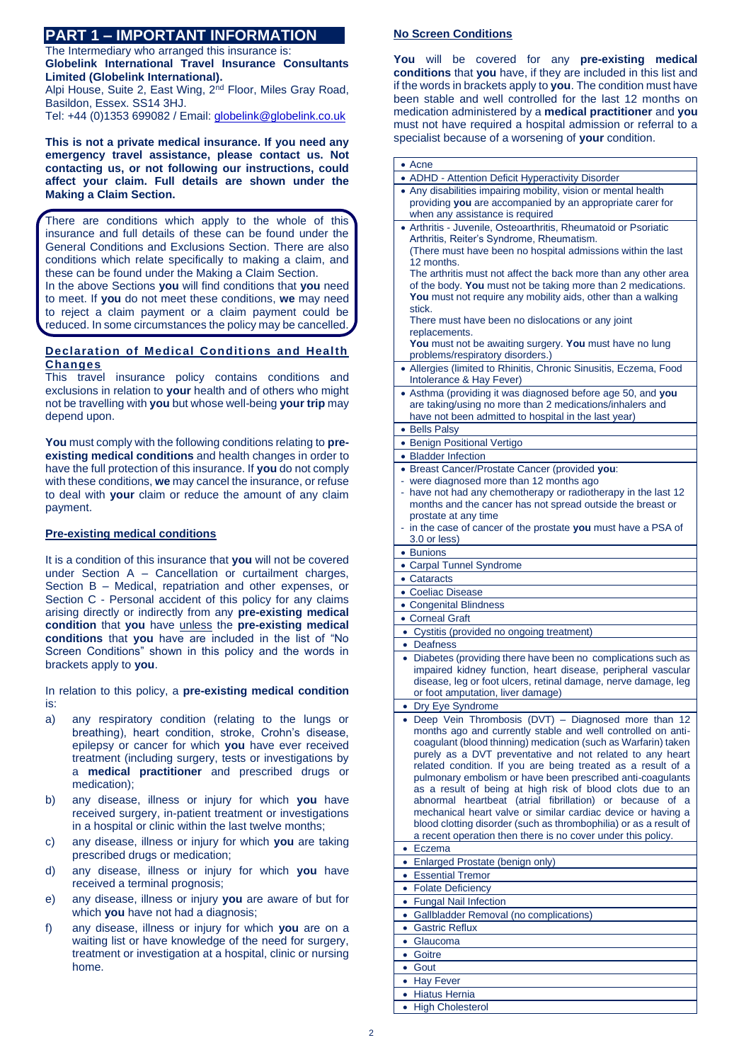# PART 1 – IMPORTANT INFORMATION

The Intermediary who arranged this insurance is:
**Globelink International Travel Insurance Consultants Limited (Globelink International).**
Alpi House, Suite 2, East Wing, 2nd Floor, Miles Gray Road, Basildon, Essex. SS14 3HJ.
Tel: +44 (0)1353 699082 / Email: globelink@globelink.co.uk

**This is not a private medical insurance. If you need any emergency travel assistance, please contact us. Not contacting us, or not following our instructions, could affect your claim. Full details are shown under the Making a Claim Section.**

There are conditions which apply to the whole of this insurance and full details of these can be found under the General Conditions and Exclusions Section. There are also conditions which relate specifically to making a claim, and these can be found under the Making a Claim Section.
In the above Sections **you** will find conditions that **you** need to meet. If **you** do not meet these conditions, **we** may need to reject a claim payment or a claim payment could be reduced. In some circumstances the policy may be cancelled.

## Declaration of Medical Conditions and Health Changes

This travel insurance policy contains conditions and exclusions in relation to **your** health and of others who might not be travelling with **you** but whose well-being **your trip** may depend upon.

**You** must comply with the following conditions relating to **pre-existing medical conditions** and health changes in order to have the full protection of this insurance. If **you** do not comply with these conditions, **we** may cancel the insurance, or refuse to deal with **your** claim or reduce the amount of any claim payment.

### Pre-existing medical conditions

It is a condition of this insurance that **you** will not be covered under Section A – Cancellation or curtailment charges, Section B – Medical, repatriation and other expenses, or Section C - Personal accident of this policy for any claims arising directly or indirectly from any **pre-existing medical condition** that **you** have unless the **pre-existing medical conditions** that **you** have are included in the list of "No Screen Conditions" shown in this policy and the words in brackets apply to **you**.

In relation to this policy, a **pre-existing medical condition** is:

a) any respiratory condition (relating to the lungs or breathing), heart condition, stroke, Crohn's disease, epilepsy or cancer for which **you** have ever received treatment (including surgery, tests or investigations by a **medical practitioner** and prescribed drugs or medication);
b) any disease, illness or injury for which **you** have received surgery, in-patient treatment or investigations in a hospital or clinic within the last twelve months;
c) any disease, illness or injury for which **you** are taking prescribed drugs or medication;
d) any disease, illness or injury for which **you** have received a terminal prognosis;
e) any disease, illness or injury **you** are aware of but for which **you** have not had a diagnosis;
f) any disease, illness or injury for which **you** are on a waiting list or have knowledge of the need for surgery, treatment or investigation at a hospital, clinic or nursing home.

### No Screen Conditions

**You** will be covered for any **pre-existing medical conditions** that **you** have, if they are included in this list and if the words in brackets apply to **you**. The condition must have been stable and well controlled for the last 12 months on medication administered by a **medical practitioner** and **you** must not have required a hospital admission or referral to a specialist because of a worsening of **your** condition.

| |
|---|
| • Acne |
| • ADHD - Attention Deficit Hyperactivity Disorder |
| • Any disabilities impairing mobility, vision or mental health providing **you** are accompanied by an appropriate carer for when any assistance is required |
| • Arthritis - Juvenile, Osteoarthritis, Rheumatoid or Psoriatic Arthritis, Reiter's Syndrome, Rheumatism. (There must have been no hospital admissions within the last 12 months. The arthritis must not affect the back more than any other area of the body. **You** must not be taking more than 2 medications. **You** must not require any mobility aids, other than a walking stick. There must have been no dislocations or any joint replacements. **You** must not be awaiting surgery. **You** must have no lung problems/respiratory disorders.) |
| • Allergies (limited to Rhinitis, Chronic Sinusitis, Eczema, Food Intolerance & Hay Fever) |
| • Asthma (providing it was diagnosed before age 50, and **you** are taking/using no more than 2 medications/inhalers and have not been admitted to hospital in the last year) |
| • Bells Palsy |
| • Benign Positional Vertigo |
| • Bladder Infection |
| • Breast Cancer/Prostate Cancer (provided **you**: - were diagnosed more than 12 months ago - have not had any chemotherapy or radiotherapy in the last 12 months and the cancer has not spread outside the breast or prostate at any time - in the case of cancer of the prostate **you** must have a PSA of 3.0 or less) |
| • Bunions |
| • Carpal Tunnel Syndrome |
| • Cataracts |
| • Coeliac Disease |
| • Congenital Blindness |
| • Corneal Graft |
| • Cystitis (provided no ongoing treatment) |
| • Deafness |
| • Diabetes (providing there have been no complications such as impaired kidney function, heart disease, peripheral vascular disease, leg or foot ulcers, retinal damage, nerve damage, leg or foot amputation, liver damage) |
| • Dry Eye Syndrome |
| • Deep Vein Thrombosis (DVT) – Diagnosed more than 12 months ago and currently stable and well controlled on anti-coagulant (blood thinning) medication (such as Warfarin) taken purely as a DVT preventative and not related to any heart related condition. If you are being treated as a result of a pulmonary embolism or have been prescribed anti-coagulants as a result of being at high risk of blood clots due to an abnormal heartbeat (atrial fibrillation) or because of a mechanical heart valve or similar cardiac device or having a blood clotting disorder (such as thrombophilia) or as a result of a recent operation then there is no cover under this policy. |
| • Eczema |
| • Enlarged Prostate (benign only) |
| • Essential Tremor |
| • Folate Deficiency |
| • Fungal Nail Infection |
| • Gallbladder Removal (no complications) |
| • Gastric Reflux |
| • Glaucoma |
| • Goitre |
| • Gout |
| • Hay Fever |
| • Hiatus Hernia |
| • High Cholesterol |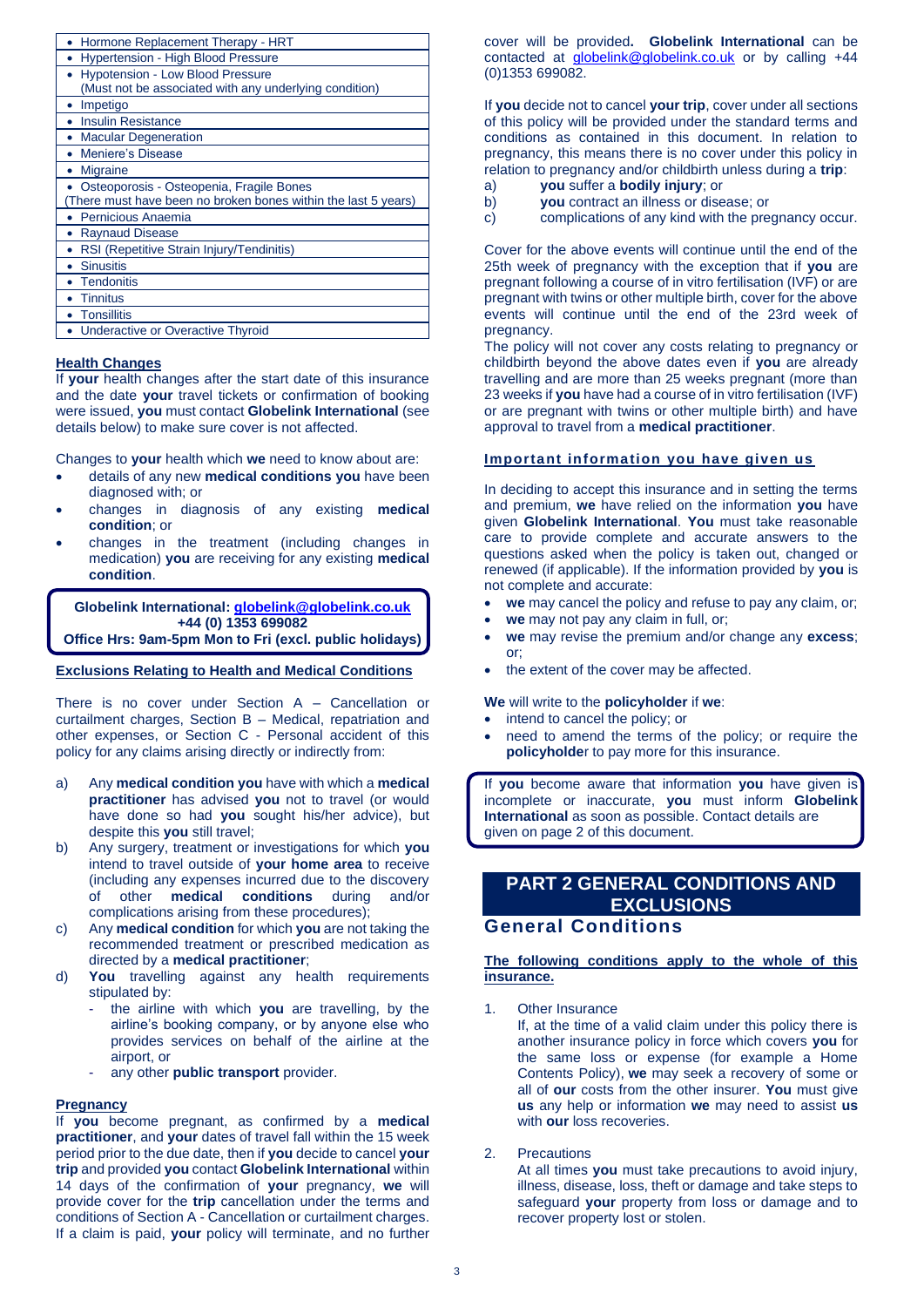| |
|---|
| • Hormone Replacement Therapy - HRT |
| • Hypertension - High Blood Pressure |
| • Hypotension - Low Blood Pressure (Must not be associated with any underlying condition) |
| • Impetigo |
| • Insulin Resistance |
| • Macular Degeneration |
| • Meniere's Disease |
| • Migraine |
| • Osteoporosis - Osteopenia, Fragile Bones (There must have been no broken bones within the last 5 years) |
| • Pernicious Anaemia |
| • Raynaud Disease |
| • RSI (Repetitive Strain Injury/Tendinitis) |
| • Sinusitis |
| • Tendonitis |
| • Tinnitus |
| • Tonsillitis |
| • Underactive or Overactive Thyroid |

**Health Changes**

If **your** health changes after the start date of this insurance and the date **your** travel tickets or confirmation of booking were issued, **you** must contact **Globelink International** (see details below) to make sure cover is not affected.

Changes to **your** health which **we** need to know about are:

- details of any new **medical conditions you** have been diagnosed with; or
- changes in diagnosis of any existing **medical condition**; or
- changes in the treatment (including changes in medication) **you** are receiving for any existing **medical condition**.

**Globelink International: globelink@globelink.co.uk**
**+44 (0) 1353 699082**
**Office Hrs: 9am-5pm Mon to Fri (excl. public holidays)**

**Exclusions Relating to Health and Medical Conditions**

There is no cover under Section A – Cancellation or curtailment charges, Section B – Medical, repatriation and other expenses, or Section C - Personal accident of this policy for any claims arising directly or indirectly from:

a) Any **medical condition you** have with which a **medical practitioner** has advised **you** not to travel (or would have done so had **you** sought his/her advice), but despite this **you** still travel;

b) Any surgery, treatment or investigations for which **you** intend to travel outside of **your home area** to receive (including any expenses incurred due to the discovery of other **medical conditions** during and/or complications arising from these procedures);

c) Any **medical condition** for which **you** are not taking the recommended treatment or prescribed medication as directed by a **medical practitioner**;

d) **You** travelling against any health requirements stipulated by:
   - the airline with which **you** are travelling, by the airline's booking company, or by anyone else who provides services on behalf of the airline at the airport, or
   - any other **public transport** provider.

**Pregnancy**

If **you** become pregnant, as confirmed by a **medical practitioner**, and **your** dates of travel fall within the 15 week period prior to the due date, then if **you** decide to cancel **your trip** and provided **you** contact **Globelink International** within 14 days of the confirmation of **your** pregnancy, **we** will provide cover for the **trip** cancellation under the terms and conditions of Section A - Cancellation or curtailment charges. If a claim is paid, **your** policy will terminate, and no further cover will be provided**. Globelink International** can be contacted at globelink@globelink.co.uk or by calling +44 (0)1353 699082.

If **you** decide not to cancel **your trip**, cover under all sections of this policy will be provided under the standard terms and conditions as contained in this document. In relation to pregnancy, this means there is no cover under this policy in relation to pregnancy and/or childbirth unless during a **trip**:

a) **you** suffer a **bodily injury**; or
b) **you** contract an illness or disease; or
c) complications of any kind with the pregnancy occur.

Cover for the above events will continue until the end of the 25th week of pregnancy with the exception that if **you** are pregnant following a course of in vitro fertilisation (IVF) or are pregnant with twins or other multiple birth, cover for the above events will continue until the end of the 23rd week of pregnancy.

The policy will not cover any costs relating to pregnancy or childbirth beyond the above dates even if **you** are already travelling and are more than 25 weeks pregnant (more than 23 weeks if **you** have had a course of in vitro fertilisation (IVF) or are pregnant with twins or other multiple birth) and have approval to travel from a **medical practitioner**.

**Important information you have given us**

In deciding to accept this insurance and in setting the terms and premium, **we** have relied on the information **you** have given **Globelink International**. **You** must take reasonable care to provide complete and accurate answers to the questions asked when the policy is taken out, changed or renewed (if applicable). If the information provided by **you** is not complete and accurate:

- **we** may cancel the policy and refuse to pay any claim, or;
- **we** may not pay any claim in full, or;
- **we** may revise the premium and/or change any **excess**; or;
- the extent of the cover may be affected.

**We** will write to the **policyholder** if **we**:

- intend to cancel the policy; or
- need to amend the terms of the policy; or require the **policyholde**r to pay more for this insurance.

If **you** become aware that information **you** have given is incomplete or inaccurate, **you** must inform **Globelink International** as soon as possible. Contact details are given on page 2 of this document.

# PART 2 GENERAL CONDITIONS AND EXCLUSIONS

## General Conditions

**The following conditions apply to the whole of this insurance.**

1. Other Insurance

   If, at the time of a valid claim under this policy there is another insurance policy in force which covers **you** for the same loss or expense (for example a Home Contents Policy), **we** may seek a recovery of some or all of **our** costs from the other insurer. **You** must give **us** any help or information **we** may need to assist **us** with **our** loss recoveries.

2. Precautions

   At all times **you** must take precautions to avoid injury, illness, disease, loss, theft or damage and take steps to safeguard **your** property from loss or damage and to recover property lost or stolen.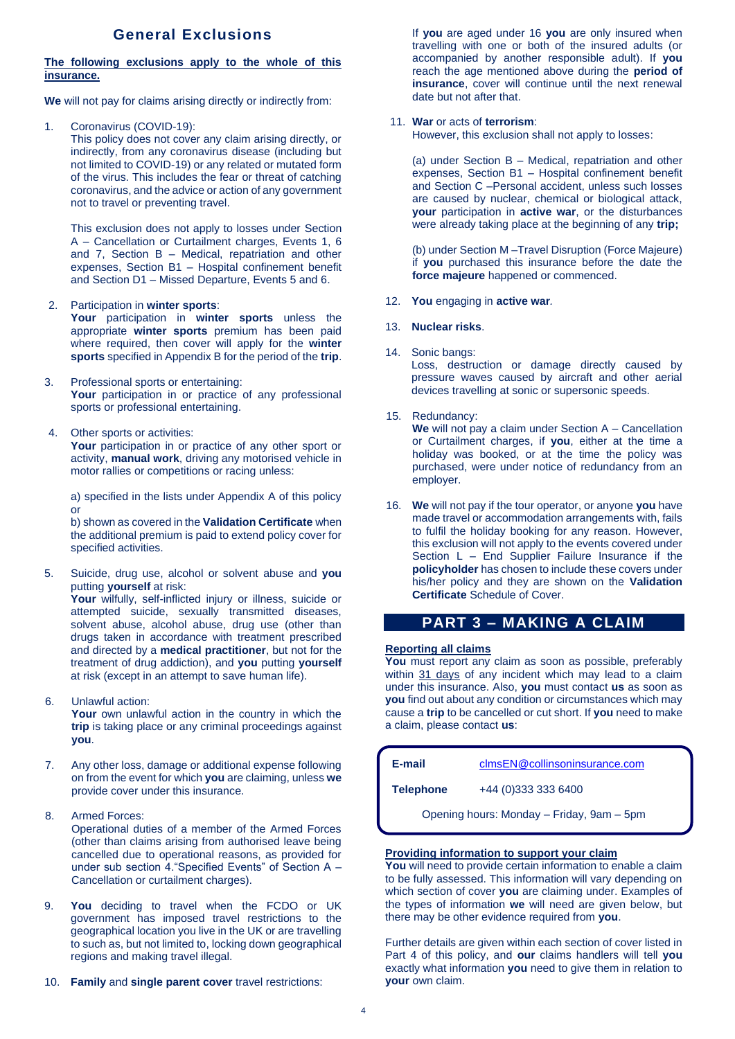## General Exclusions

**The following exclusions apply to the whole of this insurance.**

**We** will not pay for claims arising directly or indirectly from:

1. Coronavirus (COVID-19):
   This policy does not cover any claim arising directly, or indirectly, from any coronavirus disease (including but not limited to COVID-19) or any related or mutated form of the virus. This includes the fear or threat of catching coronavirus, and the advice or action of any government not to travel or preventing travel.

   This exclusion does not apply to losses under Section A – Cancellation or Curtailment charges, Events 1, 6 and 7, Section B – Medical, repatriation and other expenses, Section B1 – Hospital confinement benefit and Section D1 – Missed Departure, Events 5 and 6.

2. Participation in **winter sports**:
   **Your** participation in **winter sports** unless the appropriate **winter sports** premium has been paid where required, then cover will apply for the **winter sports** specified in Appendix B for the period of the **trip**.

3. Professional sports or entertaining:
   **Your** participation in or practice of any professional sports or professional entertaining.

4. Other sports or activities:
   **Your** participation in or practice of any other sport or activity, **manual work**, driving any motorised vehicle in motor rallies or competitions or racing unless:

   a) specified in the lists under Appendix A of this policy or
   b) shown as covered in the **Validation Certificate** when the additional premium is paid to extend policy cover for specified activities.

5. Suicide, drug use, alcohol or solvent abuse and **you** putting **yourself** at risk:
   **Your** wilfully, self-inflicted injury or illness, suicide or attempted suicide, sexually transmitted diseases, solvent abuse, alcohol abuse, drug use (other than drugs taken in accordance with treatment prescribed and directed by a **medical practitioner**, but not for the treatment of drug addiction), and **you** putting **yourself** at risk (except in an attempt to save human life).

6. Unlawful action:
   **Your** own unlawful action in the country in which the **trip** is taking place or any criminal proceedings against **you**.

7. Any other loss, damage or additional expense following on from the event for which **you** are claiming, unless **we** provide cover under this insurance.

8. Armed Forces:
   Operational duties of a member of the Armed Forces (other than claims arising from authorised leave being cancelled due to operational reasons, as provided for under sub section 4."Specified Events" of Section A – Cancellation or curtailment charges).

9. **You** deciding to travel when the FCDO or UK government has imposed travel restrictions to the geographical location you live in the UK or are travelling to such as, but not limited to, locking down geographical regions and making travel illegal.

10. **Family** and **single parent cover** travel restrictions:
    If **you** are aged under 16 **you** are only insured when travelling with one or both of the insured adults (or accompanied by another responsible adult). If **you** reach the age mentioned above during the **period of insurance**, cover will continue until the next renewal date but not after that.

11. **War** or acts of **terrorism**:
    However, this exclusion shall not apply to losses:

    (a) under Section B – Medical, repatriation and other expenses, Section B1 – Hospital confinement benefit and Section C –Personal accident, unless such losses are caused by nuclear, chemical or biological attack, **your** participation in **active war**, or the disturbances were already taking place at the beginning of any **trip;**

    (b) under Section M –Travel Disruption (Force Majeure) if **you** purchased this insurance before the date the **force majeure** happened or commenced.

12. **You** engaging in **active war**.

13. **Nuclear risks**.

14. Sonic bangs:
    Loss, destruction or damage directly caused by pressure waves caused by aircraft and other aerial devices travelling at sonic or supersonic speeds.

15. Redundancy:
    **We** will not pay a claim under Section A – Cancellation or Curtailment charges, if **you**, either at the time a holiday was booked, or at the time the policy was purchased, were under notice of redundancy from an employer.

16. **We** will not pay if the tour operator, or anyone **you** have made travel or accommodation arrangements with, fails to fulfil the holiday booking for any reason. However, this exclusion will not apply to the events covered under Section L – End Supplier Failure Insurance if the **policyholder** has chosen to include these covers under his/her policy and they are shown on the **Validation Certificate** Schedule of Cover.

## PART 3 – MAKING A CLAIM

**Reporting all claims**

**You** must report any claim as soon as possible, preferably within 31 days of any incident which may lead to a claim under this insurance. Also, **you** must contact **us** as soon as **you** find out about any condition or circumstances which may cause a **trip** to be cancelled or cut short. If **you** need to make a claim, please contact **us**:

| | |
|---|---|
| **E-mail** | clmsEN@collinsoninsurance.com |
| **Telephone** | +44 (0)333 333 6400 |
| Opening hours: Monday – Friday, 9am – 5pm | |

**Providing information to support your claim**

**You** will need to provide certain information to enable a claim to be fully assessed. This information will vary depending on which section of cover **you** are claiming under. Examples of the types of information **we** will need are given below, but there may be other evidence required from **you**.

Further details are given within each section of cover listed in Part 4 of this policy, and **our** claims handlers will tell **you** exactly what information **you** need to give them in relation to **your** own claim.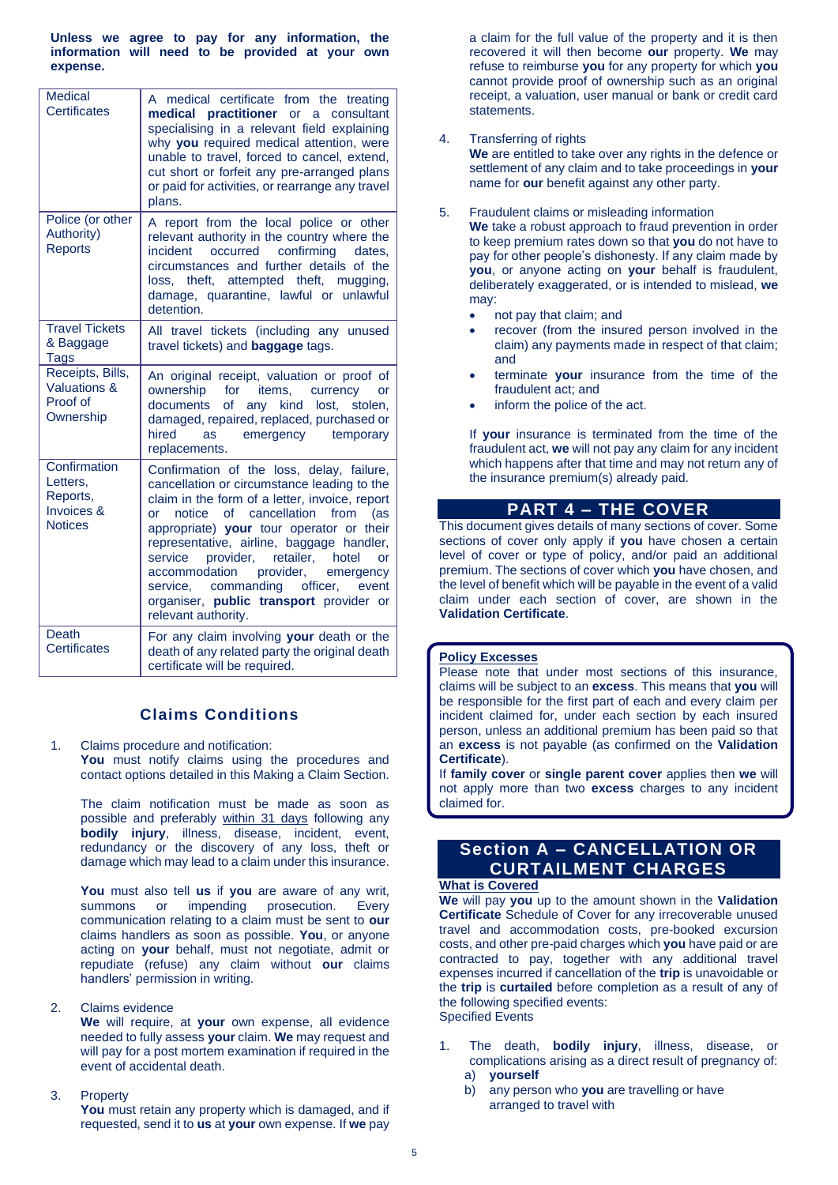**Unless we agree to pay for any information, the information will need to be provided at your own expense.**

| | |
|---|---|
| Medical Certificates | A medical certificate from the treating **medical practitioner** or a consultant specialising in a relevant field explaining why **you** required medical attention, were unable to travel, forced to cancel, extend, cut short or forfeit any pre-arranged plans or paid for activities, or rearrange any travel plans. |
| Police (or other Authority) Reports | A report from the local police or other relevant authority in the country where the incident occurred confirming dates, circumstances and further details of the loss, theft, attempted theft, mugging, damage, quarantine, lawful or unlawful detention. |
| Travel Tickets & Baggage Tags | All travel tickets (including any unused travel tickets) and **baggage** tags. |
| Receipts, Bills, Valuations & Proof of Ownership | An original receipt, valuation or proof of ownership for items, currency or documents of any kind lost, stolen, damaged, repaired, replaced, purchased or hired as emergency temporary replacements. |
| Confirmation Letters, Reports, Invoices & Notices | Confirmation of the loss, delay, failure, cancellation or circumstance leading to the claim in the form of a letter, invoice, report or notice of cancellation from (as appropriate) **your** tour operator or their representative, airline, baggage handler, service provider, retailer, hotel or accommodation provider, emergency service, commanding officer, event organiser, **public transport** provider or relevant authority. |
| Death Certificates | For any claim involving **your** death or the death of any related party the original death certificate will be required. |

## Claims Conditions

1. Claims procedure and notification:
   **You** must notify claims using the procedures and contact options detailed in this Making a Claim Section.

   The claim notification must be made as soon as possible and preferably within 31 days following any **bodily injury**, illness, disease, incident, event, redundancy or the discovery of any loss, theft or damage which may lead to a claim under this insurance.

   **You** must also tell **us** if **you** are aware of any writ, summons or impending prosecution. Every communication relating to a claim must be sent to **our** claims handlers as soon as possible. **You**, or anyone acting on **your** behalf, must not negotiate, admit or repudiate (refuse) any claim without **our** claims handlers' permission in writing.

2. Claims evidence
   **We** will require, at **your** own expense, all evidence needed to fully assess **your** claim. **We** may request and will pay for a post mortem examination if required in the event of accidental death.

3. Property
   **You** must retain any property which is damaged, and if requested, send it to **us** at **your** own expense. If **we** pay a claim for the full value of the property and it is then recovered it will then become **our** property. **We** may refuse to reimburse **you** for any property for which **you** cannot provide proof of ownership such as an original receipt, a valuation, user manual or bank or credit card statements.

4. Transferring of rights
   **We** are entitled to take over any rights in the defence or settlement of any claim and to take proceedings in **your** name for **our** benefit against any other party.

5. Fraudulent claims or misleading information
   **We** take a robust approach to fraud prevention in order to keep premium rates down so that **you** do not have to pay for other people's dishonesty. If any claim made by **you**, or anyone acting on **your** behalf is fraudulent, deliberately exaggerated, or is intended to mislead, **we** may:
   - not pay that claim; and
   - recover (from the insured person involved in the claim) any payments made in respect of that claim; and
   - terminate **your** insurance from the time of the fraudulent act; and
   - inform the police of the act.

   If **your** insurance is terminated from the time of the fraudulent act, **we** will not pay any claim for any incident which happens after that time and may not return any of the insurance premium(s) already paid.

## PART 4 – THE COVER

This document gives details of many sections of cover. Some sections of cover only apply if **you** have chosen a certain level of cover or type of policy, and/or paid an additional premium. The sections of cover which **you** have chosen, and the level of benefit which will be payable in the event of a valid claim under each section of cover, are shown in the **Validation Certificate**.

**Policy Excesses**
Please note that under most sections of this insurance, claims will be subject to an **excess**. This means that **you** will be responsible for the first part of each and every claim per incident claimed for, under each section by each insured person, unless an additional premium has been paid so that an **excess** is not payable (as confirmed on the **Validation Certificate**).
If **family cover** or **single parent cover** applies then **we** will not apply more than two **excess** charges to any incident claimed for.

## Section A – CANCELLATION OR CURTAILMENT CHARGES

**What is Covered**
**We** will pay **you** up to the amount shown in the **Validation Certificate** Schedule of Cover for any irrecoverable unused travel and accommodation costs, pre-booked excursion costs, and other pre-paid charges which **you** have paid or are contracted to pay, together with any additional travel expenses incurred if cancellation of the **trip** is unavoidable or the **trip** is **curtailed** before completion as a result of any of the following specified events:
Specified Events

1. The death, **bodily injury**, illness, disease, or complications arising as a direct result of pregnancy of:
   a) **yourself**
   b) any person who **you** are travelling or have arranged to travel with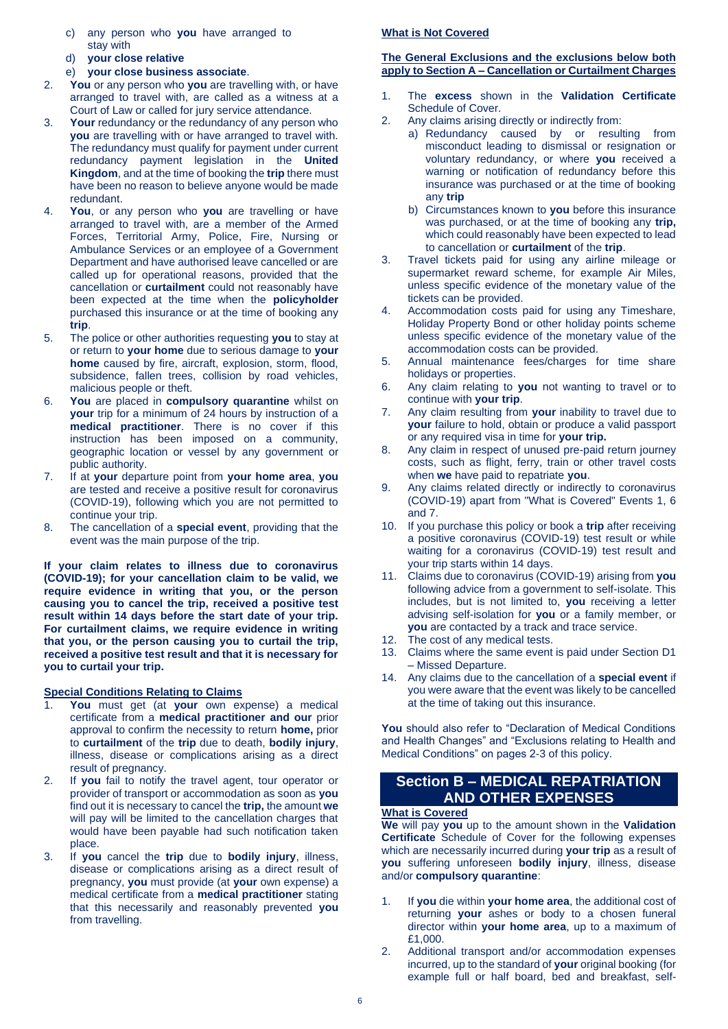c) any person who **you** have arranged to stay with
   d) **your close relative**
   e) **your close business associate**.
2. **You** or any person who **you** are travelling with, or have arranged to travel with, are called as a witness at a Court of Law or called for jury service attendance.
3. **Your** redundancy or the redundancy of any person who **you** are travelling with or have arranged to travel with. The redundancy must qualify for payment under current redundancy payment legislation in the **United Kingdom**, and at the time of booking the **trip** there must have been no reason to believe anyone would be made redundant.
4. **You**, or any person who **you** are travelling or have arranged to travel with, are a member of the Armed Forces, Territorial Army, Police, Fire, Nursing or Ambulance Services or an employee of a Government Department and have authorised leave cancelled or are called up for operational reasons, provided that the cancellation or **curtailment** could not reasonably have been expected at the time when the **policyholder** purchased this insurance or at the time of booking any **trip**.
5. The police or other authorities requesting **you** to stay at or return to **your home** due to serious damage to **your home** caused by fire, aircraft, explosion, storm, flood, subsidence, fallen trees, collision by road vehicles, malicious people or theft.
6. **You** are placed in **compulsory quarantine** whilst on **your** trip for a minimum of 24 hours by instruction of a **medical practitioner**. There is no cover if this instruction has been imposed on a community, geographic location or vessel by any government or public authority.
7. If at **your** departure point from **your home area**, **you** are tested and receive a positive result for coronavirus (COVID-19), following which you are not permitted to continue your trip.
8. The cancellation of a **special event**, providing that the event was the main purpose of the trip.

**If your claim relates to illness due to coronavirus (COVID-19); for your cancellation claim to be valid, we require evidence in writing that you, or the person causing you to cancel the trip, received a positive test result within 14 days before the start date of your trip. For curtailment claims, we require evidence in writing that you, or the person causing you to curtail the trip, received a positive test result and that it is necessary for you to curtail your trip.**

**<u>Special Conditions Relating to Claims</u>**

1. **You** must get (at **your** own expense) a medical certificate from a **medical practitioner and our** prior approval to confirm the necessity to return **home,** prior to **curtailment** of the **trip** due to death, **bodily injury**, illness, disease or complications arising as a direct result of pregnancy.
2. If **you** fail to notify the travel agent, tour operator or provider of transport or accommodation as soon as **you** find out it is necessary to cancel the **trip,** the amount **we** will pay will be limited to the cancellation charges that would have been payable had such notification taken place.
3. If **you** cancel the **trip** due to **bodily injury**, illness, disease or complications arising as a direct result of pregnancy, **you** must provide (at **your** own expense) a medical certificate from a **medical practitioner** stating that this necessarily and reasonably prevented **you** from travelling.

**<u>What is Not Covered</u>**

**<u>The General Exclusions and the exclusions below both apply to Section A – Cancellation or Curtailment Charges</u>**

1. The **excess** shown in the **Validation Certificate** Schedule of Cover.
2. Any claims arising directly or indirectly from:
   a) Redundancy caused by or resulting from misconduct leading to dismissal or resignation or voluntary redundancy, or where **you** received a warning or notification of redundancy before this insurance was purchased or at the time of booking any **trip**
   b) Circumstances known to **you** before this insurance was purchased, or at the time of booking any **trip,** which could reasonably have been expected to lead to cancellation or **curtailment** of the **trip**.
3. Travel tickets paid for using any airline mileage or supermarket reward scheme, for example Air Miles, unless specific evidence of the monetary value of the tickets can be provided.
4. Accommodation costs paid for using any Timeshare, Holiday Property Bond or other holiday points scheme unless specific evidence of the monetary value of the accommodation costs can be provided.
5. Annual maintenance fees/charges for time share holidays or properties.
6. Any claim relating to **you** not wanting to travel or to continue with **your trip**.
7. Any claim resulting from **your** inability to travel due to **your** failure to hold, obtain or produce a valid passport or any required visa in time for **your trip.**
8. Any claim in respect of unused pre-paid return journey costs, such as flight, ferry, train or other travel costs when **we** have paid to repatriate **you**.
9. Any claims related directly or indirectly to coronavirus (COVID-19) apart from "What is Covered" Events 1, 6 and 7.
10. If you purchase this policy or book a **trip** after receiving a positive coronavirus (COVID-19) test result or while waiting for a coronavirus (COVID-19) test result and your trip starts within 14 days.
11. Claims due to coronavirus (COVID-19) arising from **you** following advice from a government to self-isolate. This includes, but is not limited to, **you** receiving a letter advising self-isolation for **you** or a family member, or **you** are contacted by a track and trace service.
12. The cost of any medical tests.
13. Claims where the same event is paid under Section D1 – Missed Departure.
14. Any claims due to the cancellation of a **special event** if you were aware that the event was likely to be cancelled at the time of taking out this insurance.

**You** should also refer to "Declaration of Medical Conditions and Health Changes" and "Exclusions relating to Health and Medical Conditions" on pages 2-3 of this policy.

## Section B – MEDICAL REPATRIATION AND OTHER EXPENSES

**<u>What is Covered</u>**

**We** will pay **you** up to the amount shown in the **Validation Certificate** Schedule of Cover for the following expenses which are necessarily incurred during **your trip** as a result of **you** suffering unforeseen **bodily injury**, illness, disease and/or **compulsory quarantine**:

1. If **you** die within **your home area**, the additional cost of returning **your** ashes or body to a chosen funeral director within **your home area**, up to a maximum of £1,000.
2. Additional transport and/or accommodation expenses incurred, up to the standard of **your** original booking (for example full or half board, bed and breakfast, self-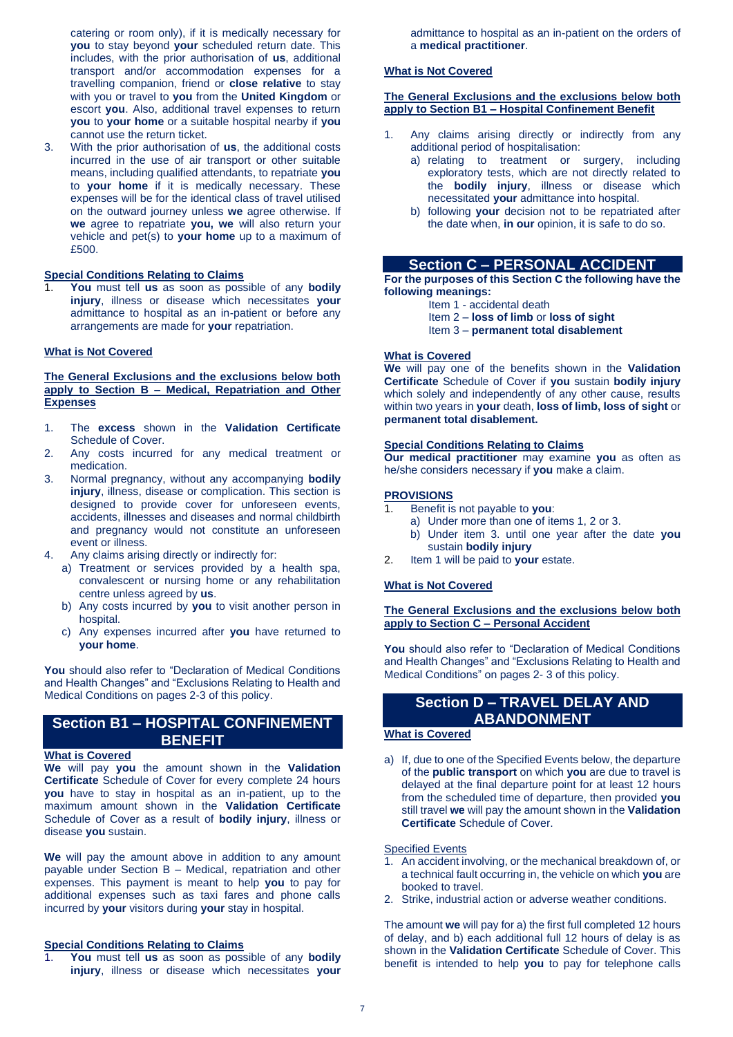catering or room only), if it is medically necessary for **you** to stay beyond **your** scheduled return date. This includes, with the prior authorisation of **us**, additional transport and/or accommodation expenses for a travelling companion, friend or **close relative** to stay with you or travel to **you** from the **United Kingdom** or escort **you**. Also, additional travel expenses to return **you** to **your home** or a suitable hospital nearby if **you** cannot use the return ticket.

3. With the prior authorisation of **us**, the additional costs incurred in the use of air transport or other suitable means, including qualified attendants, to repatriate **you** to **your home** if it is medically necessary. These expenses will be for the identical class of travel utilised on the outward journey unless **we** agree otherwise. If **we** agree to repatriate **you, we** will also return your vehicle and pet(s) to **your home** up to a maximum of £500.

**Special Conditions Relating to Claims**

1. **You** must tell **us** as soon as possible of any **bodily injury**, illness or disease which necessitates **your** admittance to hospital as an in-patient or before any arrangements are made for **your** repatriation.

**What is Not Covered**

**The General Exclusions and the exclusions below both apply to Section B – Medical, Repatriation and Other Expenses**

1. The **excess** shown in the **Validation Certificate** Schedule of Cover.
2. Any costs incurred for any medical treatment or medication.
3. Normal pregnancy, without any accompanying **bodily injury**, illness, disease or complication. This section is designed to provide cover for unforeseen events, accidents, illnesses and diseases and normal childbirth and pregnancy would not constitute an unforeseen event or illness.
4. Any claims arising directly or indirectly for:
   a) Treatment or services provided by a health spa, convalescent or nursing home or any rehabilitation centre unless agreed by **us**.
   b) Any costs incurred by **you** to visit another person in hospital.
   c) Any expenses incurred after **you** have returned to **your home**.

**You** should also refer to "Declaration of Medical Conditions and Health Changes" and "Exclusions Relating to Health and Medical Conditions on pages 2-3 of this policy.

## Section B1 – HOSPITAL CONFINEMENT BENEFIT

**What is Covered**

**We** will pay **you** the amount shown in the **Validation Certificate** Schedule of Cover for every complete 24 hours **you** have to stay in hospital as an in-patient, up to the maximum amount shown in the **Validation Certificate** Schedule of Cover as a result of **bodily injury**, illness or disease **you** sustain.

**We** will pay the amount above in addition to any amount payable under Section B – Medical, repatriation and other expenses. This payment is meant to help **you** to pay for additional expenses such as taxi fares and phone calls incurred by **your** visitors during **your** stay in hospital.

**Special Conditions Relating to Claims**

1. **You** must tell **us** as soon as possible of any **bodily injury**, illness or disease which necessitates **your** admittance to hospital as an in-patient on the orders of a **medical practitioner**.

**What is Not Covered**

**The General Exclusions and the exclusions below both apply to Section B1 – Hospital Confinement Benefit**

1. Any claims arising directly or indirectly from any additional period of hospitalisation:
   a) relating to treatment or surgery, including exploratory tests, which are not directly related to the **bodily injury**, illness or disease which necessitated **your** admittance into hospital.
   b) following **your** decision not to be repatriated after the date when, **in our** opinion, it is safe to do so.

## Section C – PERSONAL ACCIDENT

**For the purposes of this Section C the following have the following meanings:**

Item 1 - accidental death
Item 2 – **loss of limb** or **loss of sight**
Item 3 – **permanent total disablement**

**What is Covered**

**We** will pay one of the benefits shown in the **Validation Certificate** Schedule of Cover if **you** sustain **bodily injury** which solely and independently of any other cause, results within two years in **your** death, **loss of limb, loss of sight** or **permanent total disablement.**

**Special Conditions Relating to Claims**

**Our medical practitioner** may examine **you** as often as he/she considers necessary if **you** make a claim.

**PROVISIONS**

1. Benefit is not payable to **you**:
   a) Under more than one of items 1, 2 or 3.
   b) Under item 3. until one year after the date **you** sustain **bodily injury**
2. Item 1 will be paid to **your** estate.

**What is Not Covered**

**The General Exclusions and the exclusions below both apply to Section C – Personal Accident**

**You** should also refer to "Declaration of Medical Conditions and Health Changes" and "Exclusions Relating to Health and Medical Conditions" on pages 2- 3 of this policy.

## Section D – TRAVEL DELAY AND ABANDONMENT

**What is Covered**

a) If, due to one of the Specified Events below, the departure of the **public transport** on which **you** are due to travel is delayed at the final departure point for at least 12 hours from the scheduled time of departure, then provided **you** still travel **we** will pay the amount shown in the **Validation Certificate** Schedule of Cover.

Specified Events

1. An accident involving, or the mechanical breakdown of, or a technical fault occurring in, the vehicle on which **you** are booked to travel.
2. Strike, industrial action or adverse weather conditions.

The amount **we** will pay for a) the first full completed 12 hours of delay, and b) each additional full 12 hours of delay is as shown in the **Validation Certificate** Schedule of Cover. This benefit is intended to help **you** to pay for telephone calls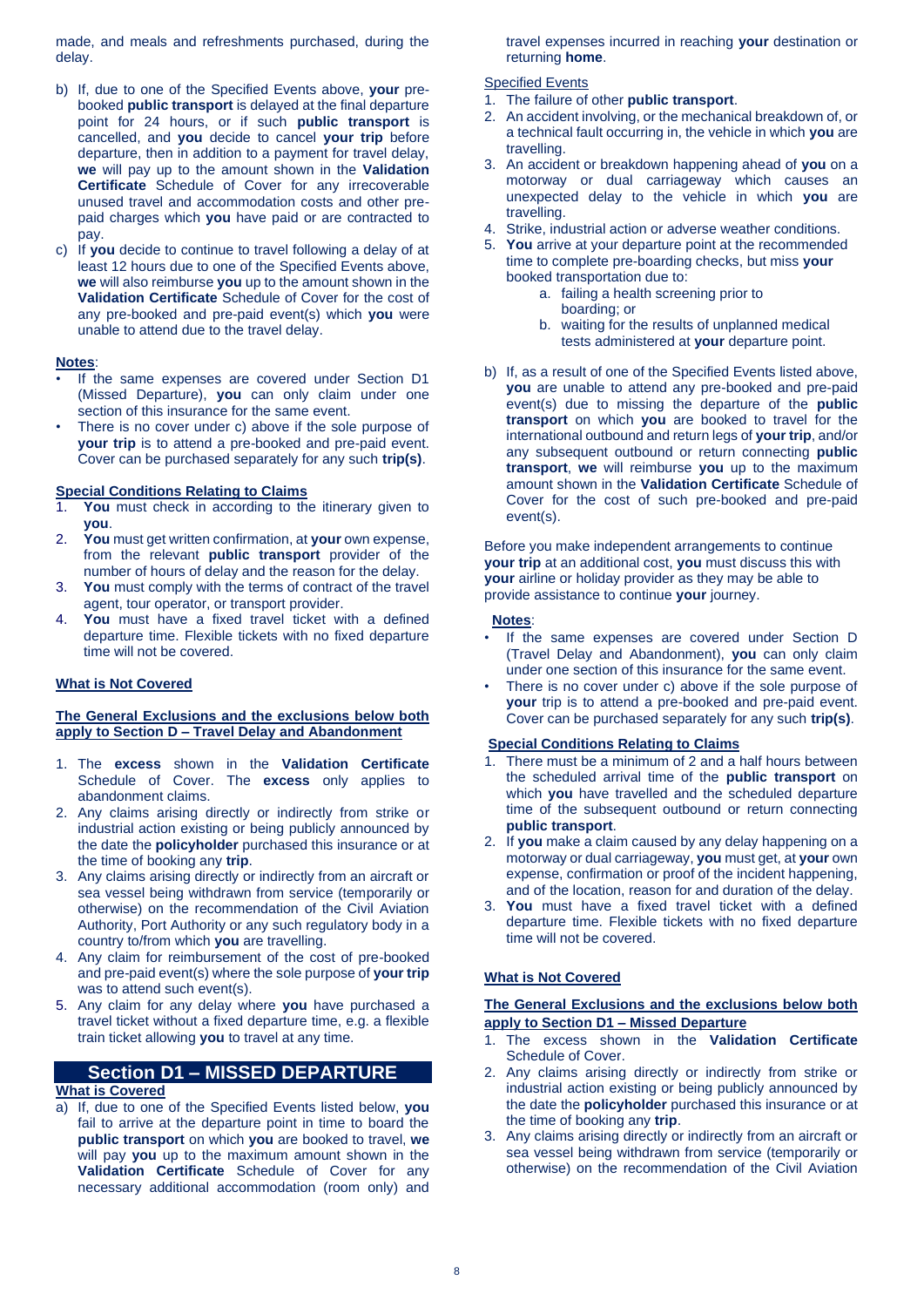made, and meals and refreshments purchased, during the delay.

b) If, due to one of the Specified Events above, **your** pre-booked **public transport** is delayed at the final departure point for 24 hours, or if such **public transport** is cancelled, and **you** decide to cancel **your trip** before departure, then in addition to a payment for travel delay, **we** will pay up to the amount shown in the **Validation Certificate** Schedule of Cover for any irrecoverable unused travel and accommodation costs and other pre-paid charges which **you** have paid or are contracted to pay.

c) If **you** decide to continue to travel following a delay of at least 12 hours due to one of the Specified Events above, **we** will also reimburse **you** up to the amount shown in the **Validation Certificate** Schedule of Cover for the cost of any pre-booked and pre-paid event(s) which **you** were unable to attend due to the travel delay.

**Notes**:

- If the same expenses are covered under Section D1 (Missed Departure), **you** can only claim under one section of this insurance for the same event.
- There is no cover under c) above if the sole purpose of **your trip** is to attend a pre-booked and pre-paid event. Cover can be purchased separately for any such **trip(s)**.

**Special Conditions Relating to Claims**

1. **You** must check in according to the itinerary given to **you**.
2. **You** must get written confirmation, at **your** own expense, from the relevant **public transport** provider of the number of hours of delay and the reason for the delay.
3. **You** must comply with the terms of contract of the travel agent, tour operator, or transport provider.
4. **You** must have a fixed travel ticket with a defined departure time. Flexible tickets with no fixed departure time will not be covered.

**What is Not Covered**

**The General Exclusions and the exclusions below both apply to Section D – Travel Delay and Abandonment**

1. The **excess** shown in the **Validation Certificate** Schedule of Cover. The **excess** only applies to abandonment claims.
2. Any claims arising directly or indirectly from strike or industrial action existing or being publicly announced by the date the **policyholder** purchased this insurance or at the time of booking any **trip**.
3. Any claims arising directly or indirectly from an aircraft or sea vessel being withdrawn from service (temporarily or otherwise) on the recommendation of the Civil Aviation Authority, Port Authority or any such regulatory body in a country to/from which **you** are travelling.
4. Any claim for reimbursement of the cost of pre-booked and pre-paid event(s) where the sole purpose of **your trip** was to attend such event(s).
5. Any claim for any delay where **you** have purchased a travel ticket without a fixed departure time, e.g. a flexible train ticket allowing **you** to travel at any time.

## Section D1 – MISSED DEPARTURE

**What is Covered**

a) If, due to one of the Specified Events listed below, **you** fail to arrive at the departure point in time to board the **public transport** on which **you** are booked to travel, **we** will pay **you** up to the maximum amount shown in the **Validation Certificate** Schedule of Cover for any necessary additional accommodation (room only) and travel expenses incurred in reaching **your** destination or returning **home**.

Specified Events

1. The failure of other **public transport**.
2. An accident involving, or the mechanical breakdown of, or a technical fault occurring in, the vehicle in which **you** are travelling.
3. An accident or breakdown happening ahead of **you** on a motorway or dual carriageway which causes an unexpected delay to the vehicle in which **you** are travelling.
4. Strike, industrial action or adverse weather conditions.
5. **You** arrive at your departure point at the recommended time to complete pre-boarding checks, but miss **your** booked transportation due to:
    a. failing a health screening prior to boarding; or
    b. waiting for the results of unplanned medical tests administered at **your** departure point.

b) If, as a result of one of the Specified Events listed above, **you** are unable to attend any pre-booked and pre-paid event(s) due to missing the departure of the **public transport** on which **you** are booked to travel for the international outbound and return legs of **your trip**, and/or any subsequent outbound or return connecting **public transport**, **we** will reimburse **you** up to the maximum amount shown in the **Validation Certificate** Schedule of Cover for the cost of such pre-booked and pre-paid event(s).

Before you make independent arrangements to continue **your trip** at an additional cost, **you** must discuss this with **your** airline or holiday provider as they may be able to provide assistance to continue **your** journey.

**Notes**:

- If the same expenses are covered under Section D (Travel Delay and Abandonment), **you** can only claim under one section of this insurance for the same event.
- There is no cover under c) above if the sole purpose of **your** trip is to attend a pre-booked and pre-paid event. Cover can be purchased separately for any such **trip(s)**.

**Special Conditions Relating to Claims**

1. There must be a minimum of 2 and a half hours between the scheduled arrival time of the **public transport** on which **you** have travelled and the scheduled departure time of the subsequent outbound or return connecting **public transport**.
2. If **you** make a claim caused by any delay happening on a motorway or dual carriageway, **you** must get, at **your** own expense, confirmation or proof of the incident happening, and of the location, reason for and duration of the delay.
3. **You** must have a fixed travel ticket with a defined departure time. Flexible tickets with no fixed departure time will not be covered.

**What is Not Covered**

**The General Exclusions and the exclusions below both apply to Section D1 – Missed Departure**

1. The excess shown in the **Validation Certificate** Schedule of Cover.
2. Any claims arising directly or indirectly from strike or industrial action existing or being publicly announced by the date the **policyholder** purchased this insurance or at the time of booking any **trip**.
3. Any claims arising directly or indirectly from an aircraft or sea vessel being withdrawn from service (temporarily or otherwise) on the recommendation of the Civil Aviation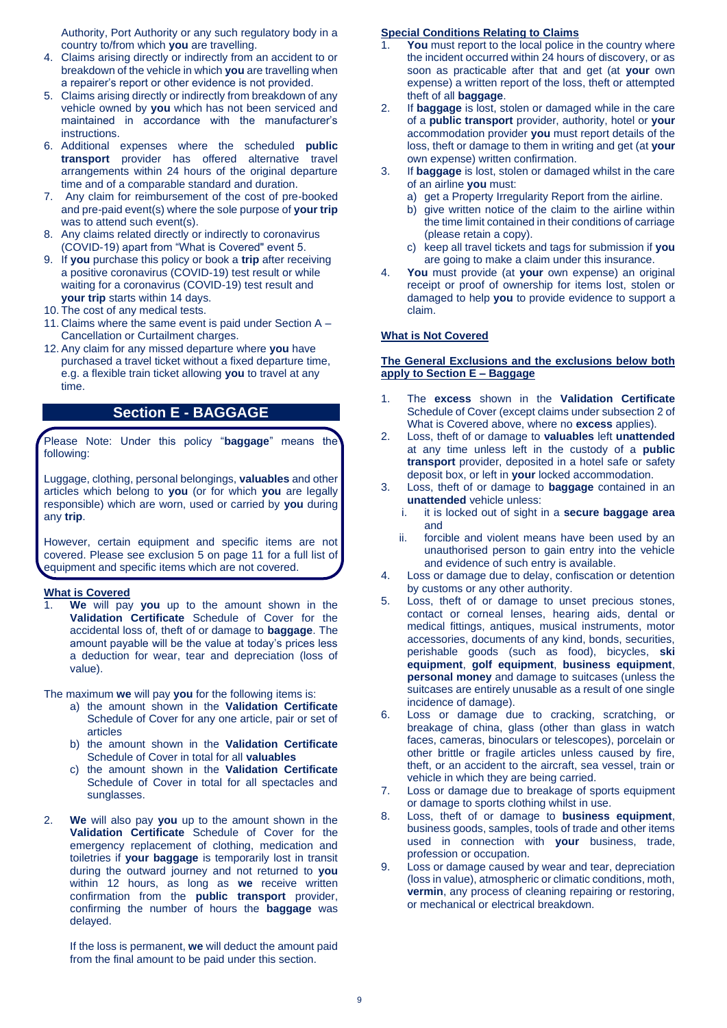Authority, Port Authority or any such regulatory body in a country to/from which **you** are travelling.

4. Claims arising directly or indirectly from an accident to or breakdown of the vehicle in which **you** are travelling when a repairer's report or other evidence is not provided.
5. Claims arising directly or indirectly from breakdown of any vehicle owned by **you** which has not been serviced and maintained in accordance with the manufacturer's instructions.
6. Additional expenses where the scheduled **public transport** provider has offered alternative travel arrangements within 24 hours of the original departure time and of a comparable standard and duration.
7. Any claim for reimbursement of the cost of pre-booked and pre-paid event(s) where the sole purpose of **your trip** was to attend such event(s).
8. Any claims related directly or indirectly to coronavirus (COVID-19) apart from "What is Covered" event 5.
9. If **you** purchase this policy or book a **trip** after receiving a positive coronavirus (COVID-19) test result or while waiting for a coronavirus (COVID-19) test result and **your trip** starts within 14 days.
10. The cost of any medical tests.
11. Claims where the same event is paid under Section A – Cancellation or Curtailment charges.
12. Any claim for any missed departure where **you** have purchased a travel ticket without a fixed departure time, e.g. a flexible train ticket allowing **you** to travel at any time.

## Section E - BAGGAGE

Please Note: Under this policy "**baggage**" means the following:

Luggage, clothing, personal belongings, **valuables** and other articles which belong to **you** (or for which **you** are legally responsible) which are worn, used or carried by **you** during any **trip**.

However, certain equipment and specific items are not covered. Please see exclusion 5 on page 11 for a full list of equipment and specific items which are not covered.

### What is Covered

1. **We** will pay **you** up to the amount shown in the **Validation Certificate** Schedule of Cover for the accidental loss of, theft of or damage to **baggage**. The amount payable will be the value at today's prices less a deduction for wear, tear and depreciation (loss of value).

The maximum **we** will pay **you** for the following items is:

a) the amount shown in the **Validation Certificate** Schedule of Cover for any one article, pair or set of articles
b) the amount shown in the **Validation Certificate** Schedule of Cover in total for all **valuables**
c) the amount shown in the **Validation Certificate** Schedule of Cover in total for all spectacles and sunglasses.

2. **We** will also pay **you** up to the amount shown in the **Validation Certificate** Schedule of Cover for the emergency replacement of clothing, medication and toiletries if **your baggage** is temporarily lost in transit during the outward journey and not returned to **you** within 12 hours, as long as **we** receive written confirmation from the **public transport** provider, confirming the number of hours the **baggage** was delayed.

If the loss is permanent, **we** will deduct the amount paid from the final amount to be paid under this section.

### Special Conditions Relating to Claims

1. **You** must report to the local police in the country where the incident occurred within 24 hours of discovery, or as soon as practicable after that and get (at **your** own expense) a written report of the loss, theft or attempted theft of all **baggage**.
2. If **baggage** is lost, stolen or damaged while in the care of a **public transport** provider, authority, hotel or **your** accommodation provider **you** must report details of the loss, theft or damage to them in writing and get (at **your** own expense) written confirmation.
3. If **baggage** is lost, stolen or damaged whilst in the care of an airline **you** must:
   a) get a Property Irregularity Report from the airline.
   b) give written notice of the claim to the airline within the time limit contained in their conditions of carriage (please retain a copy).
   c) keep all travel tickets and tags for submission if **you** are going to make a claim under this insurance.
4. **You** must provide (at **your** own expense) an original receipt or proof of ownership for items lost, stolen or damaged to help **you** to provide evidence to support a claim.

### What is Not Covered

**The General Exclusions and the exclusions below both apply to Section E – Baggage**

1. The **excess** shown in the **Validation Certificate** Schedule of Cover (except claims under subsection 2 of What is Covered above, where no **excess** applies).
2. Loss, theft of or damage to **valuables** left **unattended** at any time unless left in the custody of a **public transport** provider, deposited in a hotel safe or safety deposit box, or left in **your** locked accommodation.
3. Loss, theft of or damage to **baggage** contained in an **unattended** vehicle unless:
   i. it is locked out of sight in a **secure baggage area** and
   ii. forcible and violent means have been used by an unauthorised person to gain entry into the vehicle and evidence of such entry is available.
4. Loss or damage due to delay, confiscation or detention by customs or any other authority.
5. Loss, theft of or damage to unset precious stones, contact or corneal lenses, hearing aids, dental or medical fittings, antiques, musical instruments, motor accessories, documents of any kind, bonds, securities, perishable goods (such as food), bicycles, **ski equipment**, **golf equipment**, **business equipment**, **personal money** and damage to suitcases (unless the suitcases are entirely unusable as a result of one single incidence of damage).
6. Loss or damage due to cracking, scratching, or breakage of china, glass (other than glass in watch faces, cameras, binoculars or telescopes), porcelain or other brittle or fragile articles unless caused by fire, theft, or an accident to the aircraft, sea vessel, train or vehicle in which they are being carried.
7. Loss or damage due to breakage of sports equipment or damage to sports clothing whilst in use.
8. Loss, theft of or damage to **business equipment**, business goods, samples, tools of trade and other items used in connection with **your** business, trade, profession or occupation.
9. Loss or damage caused by wear and tear, depreciation (loss in value), atmospheric or climatic conditions, moth, **vermin**, any process of cleaning repairing or restoring, or mechanical or electrical breakdown.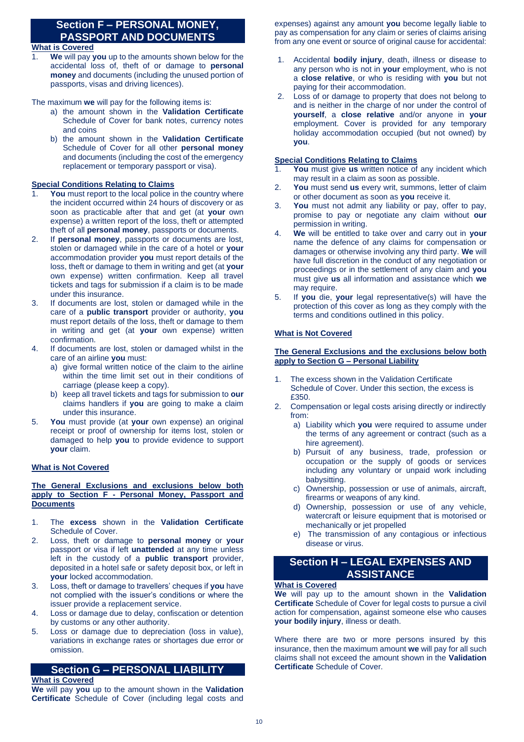## Section F – PERSONAL MONEY, PASSPORT AND DOCUMENTS

**What is Covered**

1. **We** will pay **you** up to the amounts shown below for the accidental loss of, theft of or damage to **personal money** and documents (including the unused portion of passports, visas and driving licences).

The maximum **we** will pay for the following items is:

a) the amount shown in the **Validation Certificate** Schedule of Cover for bank notes, currency notes and coins

b) the amount shown in the **Validation Certificate** Schedule of Cover for all other **personal money** and documents (including the cost of the emergency replacement or temporary passport or visa).

**Special Conditions Relating to Claims**

1. **You** must report to the local police in the country where the incident occurred within 24 hours of discovery or as soon as practicable after that and get (at **your** own expense) a written report of the loss, theft or attempted theft of all **personal money**, passports or documents.
2. If **personal money**, passports or documents are lost, stolen or damaged while in the care of a hotel or **your** accommodation provider **you** must report details of the loss, theft or damage to them in writing and get (at **your** own expense) written confirmation. Keep all travel tickets and tags for submission if a claim is to be made under this insurance.
3. If documents are lost, stolen or damaged while in the care of a **public transport** provider or authority, **you** must report details of the loss, theft or damage to them in writing and get (at **your** own expense) written confirmation.
4. If documents are lost, stolen or damaged whilst in the care of an airline **you** must:
   a) give formal written notice of the claim to the airline within the time limit set out in their conditions of carriage (please keep a copy).
   b) keep all travel tickets and tags for submission to **our** claims handlers if **you** are going to make a claim under this insurance.
5. **You** must provide (at **your** own expense) an original receipt or proof of ownership for items lost, stolen or damaged to help **you** to provide evidence to support **your** claim.

**What is Not Covered**

**The General Exclusions and exclusions below both apply to Section F - Personal Money, Passport and Documents**

1. The **excess** shown in the **Validation Certificate** Schedule of Cover.
2. Loss, theft or damage to **personal money** or **your** passport or visa if left **unattended** at any time unless left in the custody of a **public transport** provider, deposited in a hotel safe or safety deposit box, or left in **your** locked accommodation.
3. Loss, theft or damage to travellers' cheques if **you** have not complied with the issuer's conditions or where the issuer provide a replacement service.
4. Loss or damage due to delay, confiscation or detention by customs or any other authority.
5. Loss or damage due to depreciation (loss in value), variations in exchange rates or shortages due error or omission.

## Section G – PERSONAL LIABILITY

**What is Covered**

**We** will pay **you** up to the amount shown in the **Validation Certificate** Schedule of Cover (including legal costs and expenses) against any amount **you** become legally liable to pay as compensation for any claim or series of claims arising from any one event or source of original cause for accidental:

1. Accidental **bodily injury**, death, illness or disease to any person who is not in **your** employment, who is not a **close relative**, or who is residing with **you** but not paying for their accommodation.
2. Loss of or damage to property that does not belong to and is neither in the charge of nor under the control of **yourself**, a **close relative** and/or anyone in **your** employment. Cover is provided for any temporary holiday accommodation occupied (but not owned) by **you**.

**Special Conditions Relating to Claims**

1. **You** must give **us** written notice of any incident which may result in a claim as soon as possible.
2. **You** must send **us** every writ, summons, letter of claim or other document as soon as **you** receive it.
3. **You** must not admit any liability or pay, offer to pay, promise to pay or negotiate any claim without **our** permission in writing.
4. **We** will be entitled to take over and carry out in **your** name the defence of any claims for compensation or damages or otherwise involving any third party. **We** will have full discretion in the conduct of any negotiation or proceedings or in the settlement of any claim and **you** must give **us** all information and assistance which **we** may require.
5. If **you** die, **your** legal representative(s) will have the protection of this cover as long as they comply with the terms and conditions outlined in this policy.

**What is Not Covered**

**The General Exclusions and the exclusions below both apply to Section G – Personal Liability**

1. The excess shown in the Validation Certificate Schedule of Cover. Under this section, the excess is £350.
2. Compensation or legal costs arising directly or indirectly from:
   a) Liability which **you** were required to assume under the terms of any agreement or contract (such as a hire agreement).
   b) Pursuit of any business, trade, profession or occupation or the supply of goods or services including any voluntary or unpaid work including babysitting.
   c) Ownership, possession or use of animals, aircraft, firearms or weapons of any kind.
   d) Ownership, possession or use of any vehicle, watercraft or leisure equipment that is motorised or mechanically or jet propelled
   e) The transmission of any contagious or infectious disease or virus.

## Section H – LEGAL EXPENSES AND ASSISTANCE

**What is Covered**

**We** will pay up to the amount shown in the **Validation Certificate** Schedule of Cover for legal costs to pursue a civil action for compensation, against someone else who causes **your bodily injury**, illness or death.

Where there are two or more persons insured by this insurance, then the maximum amount **we** will pay for all such claims shall not exceed the amount shown in the **Validation Certificate** Schedule of Cover.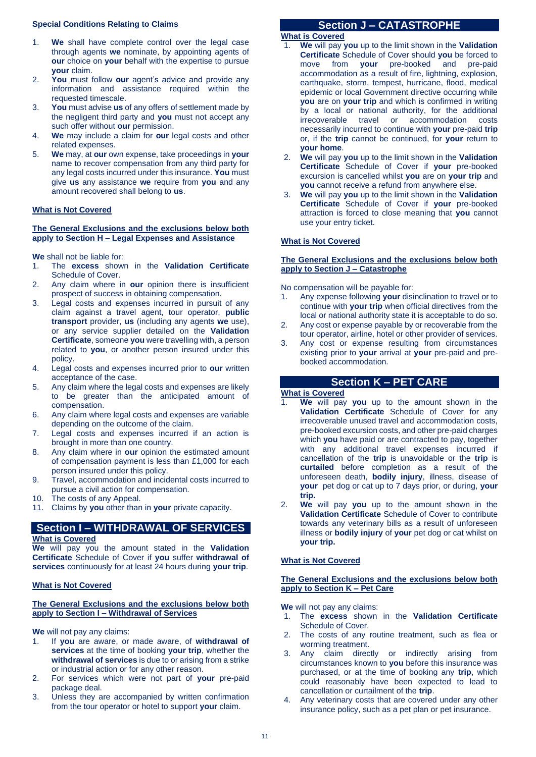**Special Conditions Relating to Claims**

1. **We** shall have complete control over the legal case through agents **we** nominate, by appointing agents of **our** choice on **your** behalf with the expertise to pursue **your** claim.
2. **You** must follow **our** agent's advice and provide any information and assistance required within the requested timescale.
3. **You** must advise **us** of any offers of settlement made by the negligent third party and **you** must not accept any such offer without **our** permission.
4. **We** may include a claim for **our** legal costs and other related expenses.
5. **We** may, at **our** own expense, take proceedings in **your** name to recover compensation from any third party for any legal costs incurred under this insurance. **You** must give **us** any assistance **we** require from **you** and any amount recovered shall belong to **us**.

**What is Not Covered**

**The General Exclusions and the exclusions below both apply to Section H – Legal Expenses and Assistance**

**We** shall not be liable for:

1. The **excess** shown in the **Validation Certificate** Schedule of Cover.
2. Any claim where in **our** opinion there is insufficient prospect of success in obtaining compensation.
3. Legal costs and expenses incurred in pursuit of any claim against a travel agent, tour operator, **public transport** provider, **us** (including any agents **we** use), or any service supplier detailed on the **Validation Certificate**, someone **you** were travelling with, a person related to **you**, or another person insured under this policy.
4. Legal costs and expenses incurred prior to **our** written acceptance of the case.
5. Any claim where the legal costs and expenses are likely to be greater than the anticipated amount of compensation.
6. Any claim where legal costs and expenses are variable depending on the outcome of the claim.
7. Legal costs and expenses incurred if an action is brought in more than one country.
8. Any claim where in **our** opinion the estimated amount of compensation payment is less than £1,000 for each person insured under this policy.
9. Travel, accommodation and incidental costs incurred to pursue a civil action for compensation.
10. The costs of any Appeal.
11. Claims by **you** other than in **your** private capacity.

## Section I – WITHDRAWAL OF SERVICES

**What is Covered**

**We** will pay you the amount stated in the **Validation Certificate** Schedule of Cover if **you** suffer **withdrawal of services** continuously for at least 24 hours during **your trip**.

**What is Not Covered**

**The General Exclusions and the exclusions below both apply to Section I – Withdrawal of Services**

**We** will not pay any claims:

1. If **you** are aware, or made aware, of **withdrawal of services** at the time of booking **your trip**, whether the **withdrawal of services** is due to or arising from a strike or industrial action or for any other reason.
2. For services which were not part of **your** pre-paid package deal.
3. Unless they are accompanied by written confirmation from the tour operator or hotel to support **your** claim.

## Section J – CATASTROPHE

**What is Covered**

1. **We** will pay **you** up to the limit shown in the **Validation Certificate** Schedule of Cover should **you** be forced to move from **your** pre-booked and pre-paid accommodation as a result of fire, lightning, explosion, earthquake, storm, tempest, hurricane, flood, medical epidemic or local Government directive occurring while **you** are on **your trip** and which is confirmed in writing by a local or national authority, for the additional irrecoverable travel or accommodation costs necessarily incurred to continue with **your** pre-paid **trip** or, if the **trip** cannot be continued, for **your** return to **your home**.
2. **We** will pay **you** up to the limit shown in the **Validation Certificate** Schedule of Cover if **your** pre-booked excursion is cancelled whilst **you** are on **your trip** and **you** cannot receive a refund from anywhere else.
3. **We** will pay **you** up to the limit shown in the **Validation Certificate** Schedule of Cover if **your** pre-booked attraction is forced to close meaning that **you** cannot use your entry ticket.

**What is Not Covered**

**The General Exclusions and the exclusions below both apply to Section J – Catastrophe**

No compensation will be payable for:

1. Any expense following **your** disinclination to travel or to continue with **your trip** when official directives from the local or national authority state it is acceptable to do so.
2. Any cost or expense payable by or recoverable from the tour operator, airline, hotel or other provider of services.
3. Any cost or expense resulting from circumstances existing prior to **your** arrival at **your** pre-paid and pre-booked accommodation.

## Section K – PET CARE

**What is Covered**

1. **We** will pay **you** up to the amount shown in the **Validation Certificate** Schedule of Cover for any irrecoverable unused travel and accommodation costs, pre-booked excursion costs, and other pre-paid charges which **you** have paid or are contracted to pay, together with any additional travel expenses incurred if cancellation of the **trip** is unavoidable or the **trip** is **curtailed** before completion as a result of the unforeseen death, **bodily injury**, illness, disease of **your** pet dog or cat up to 7 days prior, or during, **your trip.**
2. **We** will pay **you** up to the amount shown in the **Validation Certificate** Schedule of Cover to contribute towards any veterinary bills as a result of unforeseen illness or **bodily injury** of **your** pet dog or cat whilst on **your trip.**

**What is Not Covered**

**The General Exclusions and the exclusions below both apply to Section K – Pet Care**

**We** will not pay any claims:

1. The **excess** shown in the **Validation Certificate** Schedule of Cover.
2. The costs of any routine treatment, such as flea or worming treatment.
3. Any claim directly or indirectly arising from circumstances known to **you** before this insurance was purchased, or at the time of booking any **trip**, which could reasonably have been expected to lead to cancellation or curtailment of the **trip**.
4. Any veterinary costs that are covered under any other insurance policy, such as a pet plan or pet insurance.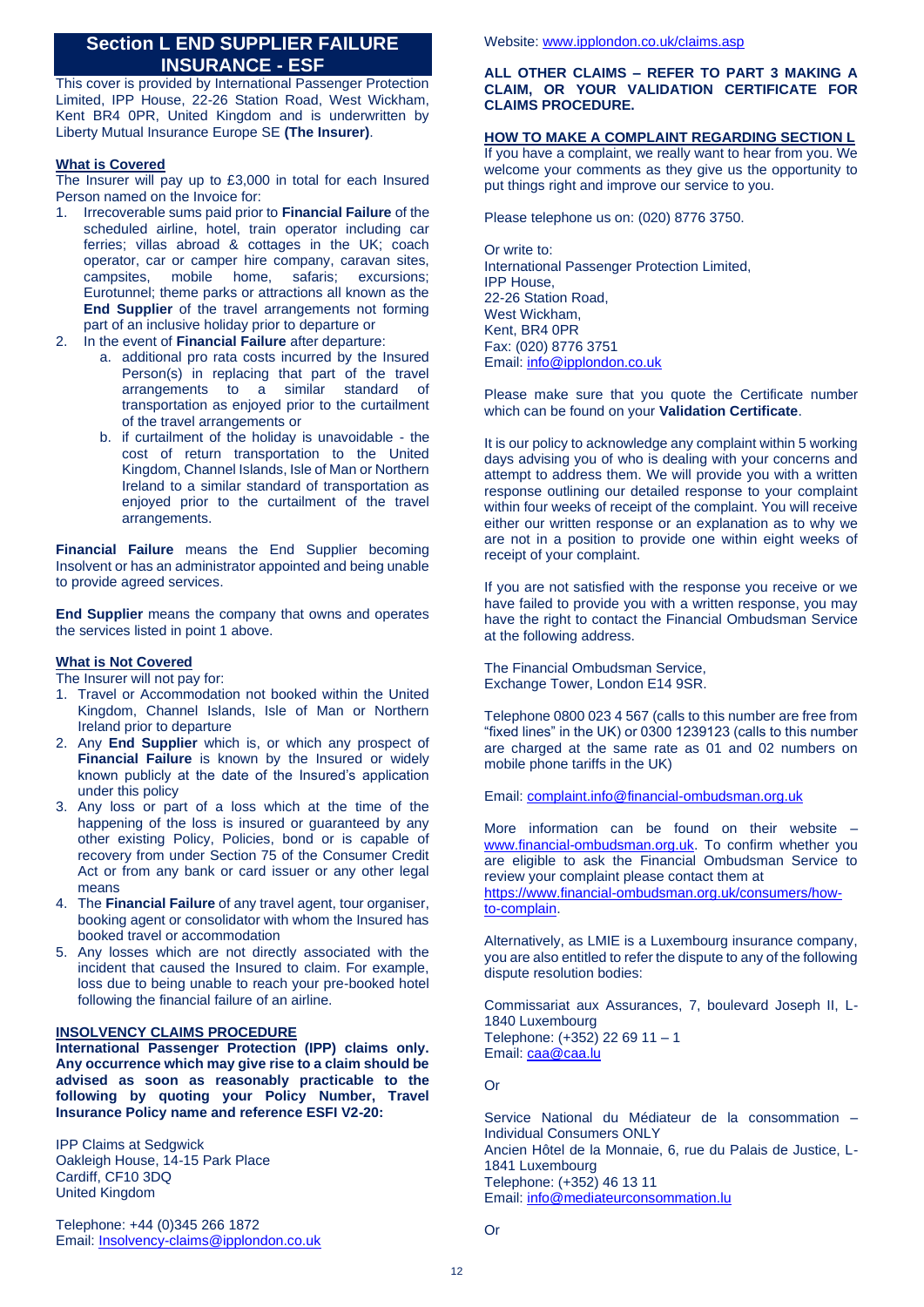## Section L END SUPPLIER FAILURE INSURANCE - ESF

This cover is provided by International Passenger Protection Limited, IPP House, 22-26 Station Road, West Wickham, Kent BR4 0PR, United Kingdom and is underwritten by Liberty Mutual Insurance Europe SE **(The Insurer)**.

### What is Covered

The Insurer will pay up to £3,000 in total for each Insured Person named on the Invoice for:

1. Irrecoverable sums paid prior to **Financial Failure** of the scheduled airline, hotel, train operator including car ferries; villas abroad & cottages in the UK; coach operator, car or camper hire company, caravan sites, campsites, mobile home, safaris; excursions; Eurotunnel; theme parks or attractions all known as the **End Supplier** of the travel arrangements not forming part of an inclusive holiday prior to departure or
2. In the event of **Financial Failure** after departure:
    a. additional pro rata costs incurred by the Insured Person(s) in replacing that part of the travel arrangements to a similar standard of transportation as enjoyed prior to the curtailment of the travel arrangements or
    b. if curtailment of the holiday is unavoidable - the cost of return transportation to the United Kingdom, Channel Islands, Isle of Man or Northern Ireland to a similar standard of transportation as enjoyed prior to the curtailment of the travel arrangements.

**Financial Failure** means the End Supplier becoming Insolvent or has an administrator appointed and being unable to provide agreed services.

**End Supplier** means the company that owns and operates the services listed in point 1 above.

### What is Not Covered

The Insurer will not pay for:

1. Travel or Accommodation not booked within the United Kingdom, Channel Islands, Isle of Man or Northern Ireland prior to departure
2. Any **End Supplier** which is, or which any prospect of **Financial Failure** is known by the Insured or widely known publicly at the date of the Insured's application under this policy
3. Any loss or part of a loss which at the time of the happening of the loss is insured or guaranteed by any other existing Policy, Policies, bond or is capable of recovery from under Section 75 of the Consumer Credit Act or from any bank or card issuer or any other legal means
4. The **Financial Failure** of any travel agent, tour organiser, booking agent or consolidator with whom the Insured has booked travel or accommodation
5. Any losses which are not directly associated with the incident that caused the Insured to claim. For example, loss due to being unable to reach your pre-booked hotel following the financial failure of an airline.

### INSOLVENCY CLAIMS PROCEDURE

**International Passenger Protection (IPP) claims only. Any occurrence which may give rise to a claim should be advised as soon as reasonably practicable to the following by quoting your Policy Number, Travel Insurance Policy name and reference ESFI V2-20:**

IPP Claims at Sedgwick
Oakleigh House, 14-15 Park Place
Cardiff, CF10 3DQ
United Kingdom

Telephone: +44 (0)345 266 1872
Email: Insolvency-claims@ipplondon.co.uk
Website: www.ipplondon.co.uk/claims.asp

**ALL OTHER CLAIMS – REFER TO PART 3 MAKING A CLAIM, OR YOUR VALIDATION CERTIFICATE FOR CLAIMS PROCEDURE.**

### HOW TO MAKE A COMPLAINT REGARDING SECTION L

If you have a complaint, we really want to hear from you. We welcome your comments as they give us the opportunity to put things right and improve our service to you.

Please telephone us on: (020) 8776 3750.

Or write to:
International Passenger Protection Limited,
IPP House,
22-26 Station Road,
West Wickham,
Kent, BR4 0PR
Fax: (020) 8776 3751
Email: info@ipplondon.co.uk

Please make sure that you quote the Certificate number which can be found on your **Validation Certificate**.

It is our policy to acknowledge any complaint within 5 working days advising you of who is dealing with your concerns and attempt to address them. We will provide you with a written response outlining our detailed response to your complaint within four weeks of receipt of the complaint. You will receive either our written response or an explanation as to why we are not in a position to provide one within eight weeks of receipt of your complaint.

If you are not satisfied with the response you receive or we have failed to provide you with a written response, you may have the right to contact the Financial Ombudsman Service at the following address.

The Financial Ombudsman Service,
Exchange Tower, London E14 9SR.

Telephone 0800 023 4 567 (calls to this number are free from "fixed lines" in the UK) or 0300 1239123 (calls to this number are charged at the same rate as 01 and 02 numbers on mobile phone tariffs in the UK)

Email: complaint.info@financial-ombudsman.org.uk

More information can be found on their website – www.financial-ombudsman.org.uk. To confirm whether you are eligible to ask the Financial Ombudsman Service to review your complaint please contact them at https://www.financial-ombudsman.org.uk/consumers/how-to-complain.

Alternatively, as LMIE is a Luxembourg insurance company, you are also entitled to refer the dispute to any of the following dispute resolution bodies:

Commissariat aux Assurances, 7, boulevard Joseph II, L-1840 Luxembourg
Telephone: (+352) 22 69 11 – 1
Email: caa@caa.lu

Or

Service National du Médiateur de la consommation – Individual Consumers ONLY
Ancien Hôtel de la Monnaie, 6, rue du Palais de Justice, L-1841 Luxembourg
Telephone: (+352) 46 13 11
Email: info@mediateurconsommation.lu

Or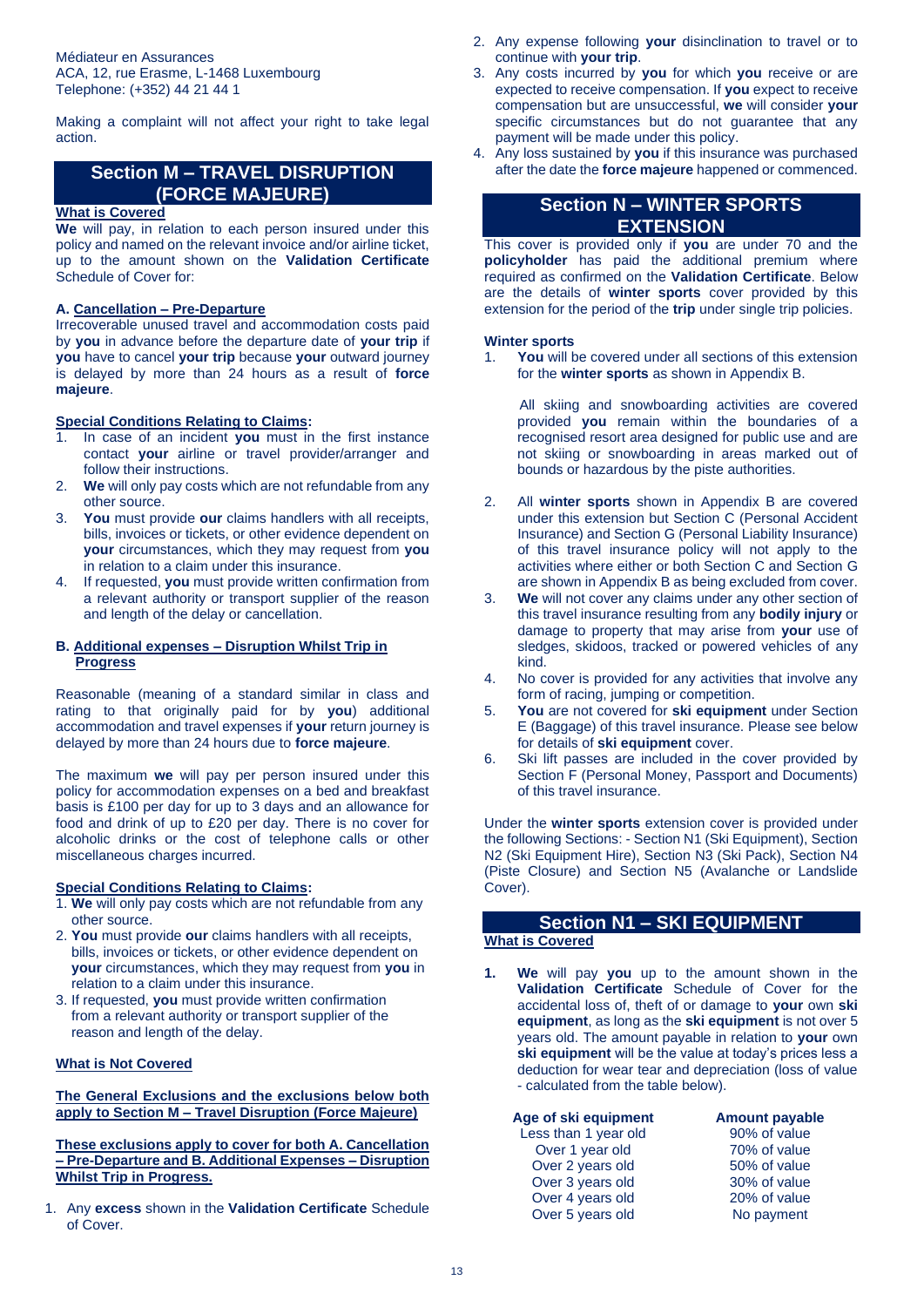Médiateur en Assurances
ACA, 12, rue Erasme, L-1468 Luxembourg
Telephone: (+352) 44 21 44 1

Making a complaint will not affect your right to take legal action.

## Section M – TRAVEL DISRUPTION (FORCE MAJEURE)

**What is Covered**

**We** will pay, in relation to each person insured under this policy and named on the relevant invoice and/or airline ticket, up to the amount shown on the **Validation Certificate** Schedule of Cover for:

**A. Cancellation – Pre-Departure**

Irrecoverable unused travel and accommodation costs paid by **you** in advance before the departure date of **your trip** if **you** have to cancel **your trip** because **your** outward journey is delayed by more than 24 hours as a result of **force majeure**.

**Special Conditions Relating to Claims:**

1. In case of an incident **you** must in the first instance contact **your** airline or travel provider/arranger and follow their instructions.
2. **We** will only pay costs which are not refundable from any other source.
3. **You** must provide **our** claims handlers with all receipts, bills, invoices or tickets, or other evidence dependent on **your** circumstances, which they may request from **you** in relation to a claim under this insurance.
4. If requested, **you** must provide written confirmation from a relevant authority or transport supplier of the reason and length of the delay or cancellation.

**B. Additional expenses – Disruption Whilst Trip in Progress**

Reasonable (meaning of a standard similar in class and rating to that originally paid for by **you**) additional accommodation and travel expenses if **your** return journey is delayed by more than 24 hours due to **force majeure**.

The maximum **we** will pay per person insured under this policy for accommodation expenses on a bed and breakfast basis is £100 per day for up to 3 days and an allowance for food and drink of up to £20 per day. There is no cover for alcoholic drinks or the cost of telephone calls or other miscellaneous charges incurred.

**Special Conditions Relating to Claims:**

1. **We** will only pay costs which are not refundable from any other source.
2. **You** must provide **our** claims handlers with all receipts, bills, invoices or tickets, or other evidence dependent on **your** circumstances, which they may request from **you** in relation to a claim under this insurance.
3. If requested, **you** must provide written confirmation from a relevant authority or transport supplier of the reason and length of the delay.

**What is Not Covered**

**The General Exclusions and the exclusions below both apply to Section M – Travel Disruption (Force Majeure)**

**These exclusions apply to cover for both A. Cancellation – Pre-Departure and B. Additional Expenses – Disruption Whilst Trip in Progress.**

1. Any **excess** shown in the **Validation Certificate** Schedule of Cover.
2. Any expense following **your** disinclination to travel or to continue with **your trip**.
3. Any costs incurred by **you** for which **you** receive or are expected to receive compensation. If **you** expect to receive compensation but are unsuccessful, **we** will consider **your** specific circumstances but do not guarantee that any payment will be made under this policy.
4. Any loss sustained by **you** if this insurance was purchased after the date the **force majeure** happened or commenced.

## Section N – WINTER SPORTS EXTENSION

This cover is provided only if **you** are under 70 and the **policyholder** has paid the additional premium where required as confirmed on the **Validation Certificate**. Below are the details of **winter sports** cover provided by this extension for the period of the **trip** under single trip policies.

**Winter sports**

1. **You** will be covered under all sections of this extension for the **winter sports** as shown in Appendix B.

   All skiing and snowboarding activities are covered provided **you** remain within the boundaries of a recognised resort area designed for public use and are not skiing or snowboarding in areas marked out of bounds or hazardous by the piste authorities.

2. All **winter sports** shown in Appendix B are covered under this extension but Section C (Personal Accident Insurance) and Section G (Personal Liability Insurance) of this travel insurance policy will not apply to the activities where either or both Section C and Section G are shown in Appendix B as being excluded from cover.
3. **We** will not cover any claims under any other section of this travel insurance resulting from any **bodily injury** or damage to property that may arise from **your** use of sledges, skidoos, tracked or powered vehicles of any kind.
4. No cover is provided for any activities that involve any form of racing, jumping or competition.
5. **You** are not covered for **ski equipment** under Section E (Baggage) of this travel insurance. Please see below for details of **ski equipment** cover.
6. Ski lift passes are included in the cover provided by Section F (Personal Money, Passport and Documents) of this travel insurance.

Under the **winter sports** extension cover is provided under the following Sections: - Section N1 (Ski Equipment), Section N2 (Ski Equipment Hire), Section N3 (Ski Pack), Section N4 (Piste Closure) and Section N5 (Avalanche or Landslide Cover).

## Section N1 – SKI EQUIPMENT

**What is Covered**

1. **We** will pay **you** up to the amount shown in the **Validation Certificate** Schedule of Cover for the accidental loss of, theft of or damage to **your** own **ski equipment**, as long as the **ski equipment** is not over 5 years old. The amount payable in relation to **your** own **ski equipment** will be the value at today's prices less a deduction for wear tear and depreciation (loss of value - calculated from the table below).

| Age of ski equipment | Amount payable |
|---|---|
| Less than 1 year old | 90% of value |
| Over 1 year old | 70% of value |
| Over 2 years old | 50% of value |
| Over 3 years old | 30% of value |
| Over 4 years old | 20% of value |
| Over 5 years old | No payment |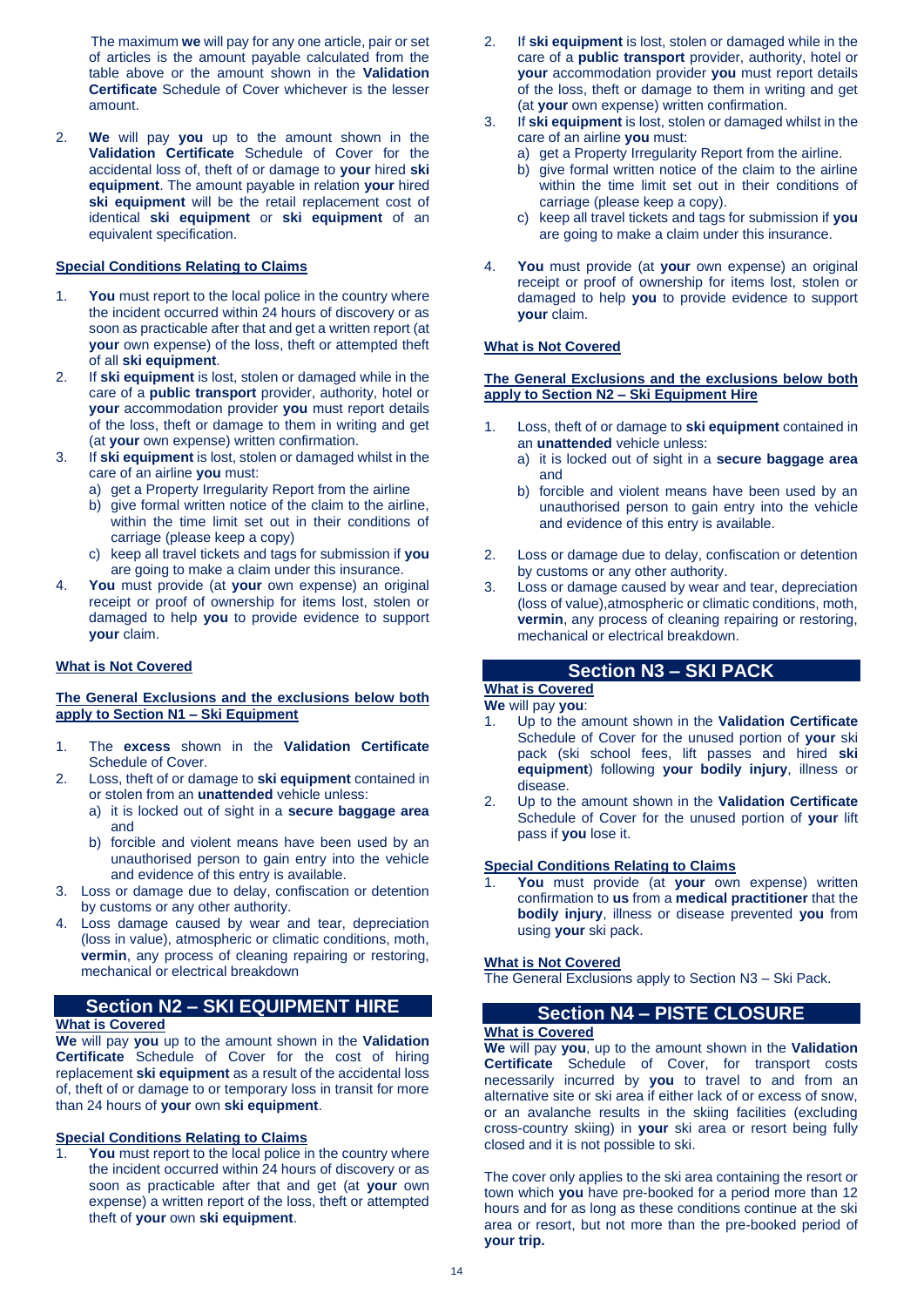The maximum **we** will pay for any one article, pair or set of articles is the amount payable calculated from the table above or the amount shown in the **Validation Certificate** Schedule of Cover whichever is the lesser amount.

2. **We** will pay **you** up to the amount shown in the **Validation Certificate** Schedule of Cover for the accidental loss of, theft of or damage to **your** hired **ski equipment**. The amount payable in relation **your** hired **ski equipment** will be the retail replacement cost of identical **ski equipment** or **ski equipment** of an equivalent specification.

**Special Conditions Relating to Claims**

1. **You** must report to the local police in the country where the incident occurred within 24 hours of discovery or as soon as practicable after that and get a written report (at **your** own expense) of the loss, theft or attempted theft of all **ski equipment**.
2. If **ski equipment** is lost, stolen or damaged while in the care of a **public transport** provider, authority, hotel or **your** accommodation provider **you** must report details of the loss, theft or damage to them in writing and get (at **your** own expense) written confirmation.
3. If **ski equipment** is lost, stolen or damaged whilst in the care of an airline **you** must:
   a) get a Property Irregularity Report from the airline
   b) give formal written notice of the claim to the airline, within the time limit set out in their conditions of carriage (please keep a copy)
   c) keep all travel tickets and tags for submission if **you** are going to make a claim under this insurance.
4. **You** must provide (at **your** own expense) an original receipt or proof of ownership for items lost, stolen or damaged to help **you** to provide evidence to support **your** claim.

**What is Not Covered**

**The General Exclusions and the exclusions below both apply to Section N1 – Ski Equipment**

1. The **excess** shown in the **Validation Certificate** Schedule of Cover.
2. Loss, theft of or damage to **ski equipment** contained in or stolen from an **unattended** vehicle unless:
   a) it is locked out of sight in a **secure baggage area** and
   b) forcible and violent means have been used by an unauthorised person to gain entry into the vehicle and evidence of this entry is available.
3. Loss or damage due to delay, confiscation or detention by customs or any other authority.
4. Loss damage caused by wear and tear, depreciation (loss in value), atmospheric or climatic conditions, moth, **vermin**, any process of cleaning repairing or restoring, mechanical or electrical breakdown

## Section N2 – SKI EQUIPMENT HIRE

**What is Covered**

**We** will pay **you** up to the amount shown in the **Validation Certificate** Schedule of Cover for the cost of hiring replacement **ski equipment** as a result of the accidental loss of, theft of or damage to or temporary loss in transit for more than 24 hours of **your** own **ski equipment**.

**Special Conditions Relating to Claims**

1. **You** must report to the local police in the country where the incident occurred within 24 hours of discovery or as soon as practicable after that and get (at **your** own expense) a written report of the loss, theft or attempted theft of **your** own **ski equipment**.
2. If **ski equipment** is lost, stolen or damaged while in the care of a **public transport** provider, authority, hotel or **your** accommodation provider **you** must report details of the loss, theft or damage to them in writing and get (at **your** own expense) written confirmation.
3. If **ski equipment** is lost, stolen or damaged whilst in the care of an airline **you** must:
   a) get a Property Irregularity Report from the airline.
   b) give formal written notice of the claim to the airline within the time limit set out in their conditions of carriage (please keep a copy).
   c) keep all travel tickets and tags for submission if **you** are going to make a claim under this insurance.
4. **You** must provide (at **your** own expense) an original receipt or proof of ownership for items lost, stolen or damaged to help **you** to provide evidence to support **your** claim.

**What is Not Covered**

**The General Exclusions and the exclusions below both apply to Section N2 – Ski Equipment Hire**

1. Loss, theft of or damage to **ski equipment** contained in an **unattended** vehicle unless:
   a) it is locked out of sight in a **secure baggage area** and
   b) forcible and violent means have been used by an unauthorised person to gain entry into the vehicle and evidence of this entry is available.
2. Loss or damage due to delay, confiscation or detention by customs or any other authority.
3. Loss or damage caused by wear and tear, depreciation (loss of value),atmospheric or climatic conditions, moth, **vermin**, any process of cleaning repairing or restoring, mechanical or electrical breakdown.

## Section N3 – SKI PACK

**What is Covered**

**We** will pay **you**:

1. Up to the amount shown in the **Validation Certificate** Schedule of Cover for the unused portion of **your** ski pack (ski school fees, lift passes and hired **ski equipment**) following **your bodily injury**, illness or disease.
2. Up to the amount shown in the **Validation Certificate** Schedule of Cover for the unused portion of **your** lift pass if **you** lose it.

**Special Conditions Relating to Claims**

1. **You** must provide (at **your** own expense) written confirmation to **us** from a **medical practitioner** that the **bodily injury**, illness or disease prevented **you** from using **your** ski pack.

**What is Not Covered**

The General Exclusions apply to Section N3 – Ski Pack.

## Section N4 – PISTE CLOSURE

**What is Covered**

**We** will pay **you**, up to the amount shown in the **Validation Certificate** Schedule of Cover, for transport costs necessarily incurred by **you** to travel to and from an alternative site or ski area if either lack of or excess of snow, or an avalanche results in the skiing facilities (excluding cross-country skiing) in **your** ski area or resort being fully closed and it is not possible to ski.

The cover only applies to the ski area containing the resort or town which **you** have pre-booked for a period more than 12 hours and for as long as these conditions continue at the ski area or resort, but not more than the pre-booked period of **your trip.**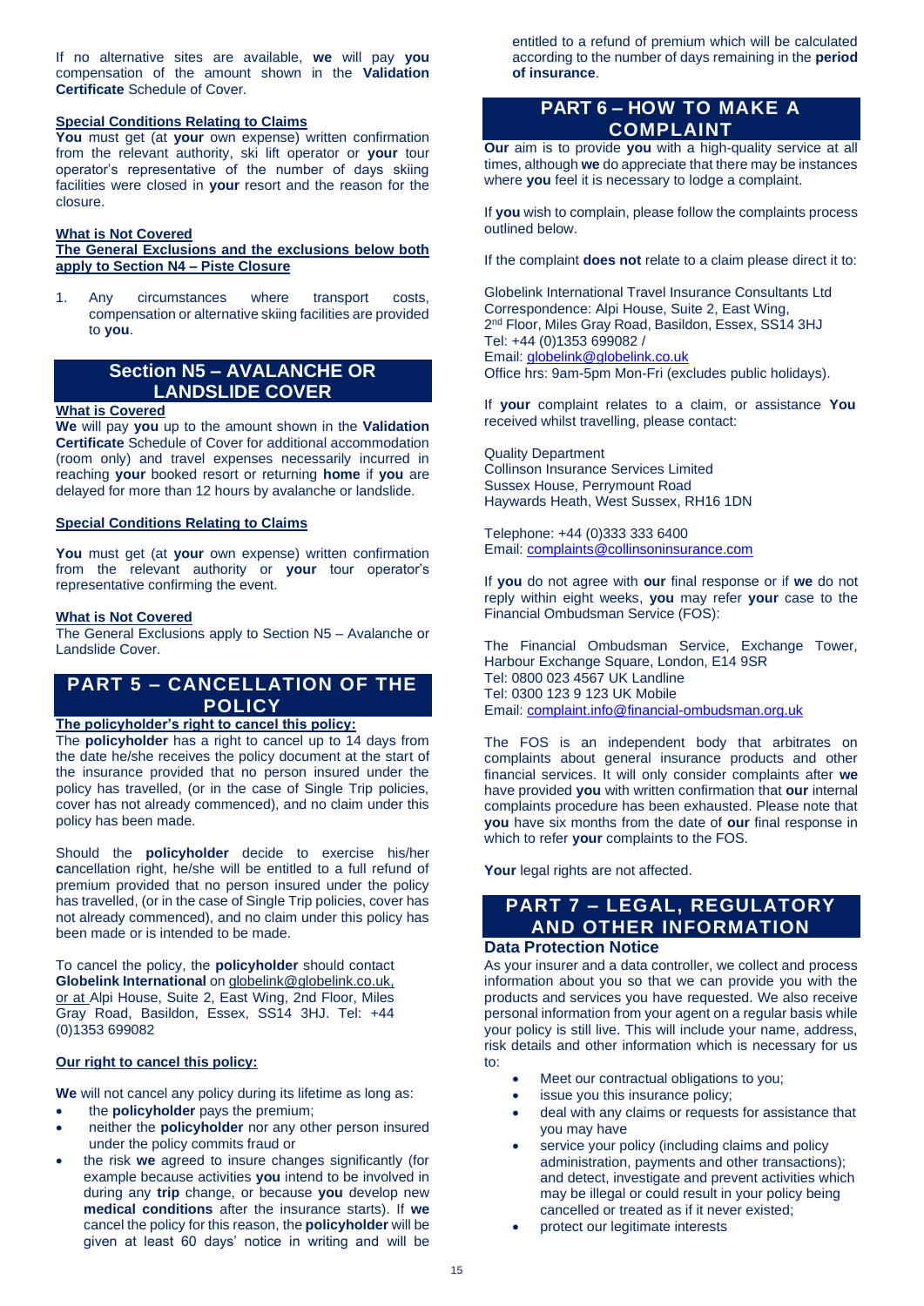If no alternative sites are available, **we** will pay **you** compensation of the amount shown in the **Validation Certificate** Schedule of Cover.

**Special Conditions Relating to Claims**

**You** must get (at **your** own expense) written confirmation from the relevant authority, ski lift operator or **your** tour operator's representative of the number of days skiing facilities were closed in **your** resort and the reason for the closure.

**What is Not Covered**

**The General Exclusions and the exclusions below both apply to Section N4 – Piste Closure**

1. Any circumstances where transport costs, compensation or alternative skiing facilities are provided to **you**.

## Section N5 – AVALANCHE OR LANDSLIDE COVER

**What is Covered**

**We** will pay **you** up to the amount shown in the **Validation Certificate** Schedule of Cover for additional accommodation (room only) and travel expenses necessarily incurred in reaching **your** booked resort or returning **home** if **you** are delayed for more than 12 hours by avalanche or landslide.

**Special Conditions Relating to Claims**

**You** must get (at **your** own expense) written confirmation from the relevant authority or **your** tour operator's representative confirming the event.

**What is Not Covered**

The General Exclusions apply to Section N5 – Avalanche or Landslide Cover.

## PART 5 – CANCELLATION OF THE POLICY

**The policyholder's right to cancel this policy:**

The **policyholder** has a right to cancel up to 14 days from the date he/she receives the policy document at the start of the insurance provided that no person insured under the policy has travelled, (or in the case of Single Trip policies, cover has not already commenced), and no claim under this policy has been made.

Should the **policyholder** decide to exercise his/her **c**ancellation right, he/she will be entitled to a full refund of premium provided that no person insured under the policy has travelled, (or in the case of Single Trip policies, cover has not already commenced), and no claim under this policy has been made or is intended to be made.

To cancel the policy, the **policyholder** should contact **Globelink International** on globelink@globelink.co.uk, or at Alpi House, Suite 2, East Wing, 2nd Floor, Miles Gray Road, Basildon, Essex, SS14 3HJ. Tel: +44 (0)1353 699082

**Our right to cancel this policy:**

**We** will not cancel any policy during its lifetime as long as:

- the **policyholder** pays the premium;
- neither the **policyholder** nor any other person insured under the policy commits fraud or
- the risk **we** agreed to insure changes significantly (for example because activities **you** intend to be involved in during any **trip** change, or because **you** develop new **medical conditions** after the insurance starts). If **we** cancel the policy for this reason, the **policyholder** will be given at least 60 days' notice in writing and will be entitled to a refund of premium which will be calculated according to the number of days remaining in the **period of insurance**.

## PART 6 – HOW TO MAKE A COMPLAINT

**Our** aim is to provide **you** with a high-quality service at all times, although **we** do appreciate that there may be instances where **you** feel it is necessary to lodge a complaint.

If **you** wish to complain, please follow the complaints process outlined below.

If the complaint **does not** relate to a claim please direct it to:

Globelink International Travel Insurance Consultants Ltd
Correspondence: Alpi House, Suite 2, East Wing,
2nd Floor, Miles Gray Road, Basildon, Essex, SS14 3HJ
Tel: +44 (0)1353 699082 /
Email: globelink@globelink.co.uk
Office hrs: 9am-5pm Mon-Fri (excludes public holidays).

If **your** complaint relates to a claim, or assistance **You** received whilst travelling, please contact:

Quality Department
Collinson Insurance Services Limited
Sussex House, Perrymount Road
Haywards Heath, West Sussex, RH16 1DN

Telephone: +44 (0)333 333 6400
Email: complaints@collinsoninsurance.com

If **you** do not agree with **our** final response or if **we** do not reply within eight weeks, **you** may refer **your** case to the Financial Ombudsman Service (FOS):

The Financial Ombudsman Service, Exchange Tower, Harbour Exchange Square, London, E14 9SR
Tel: 0800 023 4567 UK Landline
Tel: 0300 123 9 123 UK Mobile
Email: complaint.info@financial-ombudsman.org.uk

The FOS is an independent body that arbitrates on complaints about general insurance products and other financial services. It will only consider complaints after **we** have provided **you** with written confirmation that **our** internal complaints procedure has been exhausted. Please note that **you** have six months from the date of **our** final response in which to refer **your** complaints to the FOS.

**Your** legal rights are not affected.

## PART 7 – LEGAL, REGULATORY AND OTHER INFORMATION

### Data Protection Notice

As your insurer and a data controller, we collect and process information about you so that we can provide you with the products and services you have requested. We also receive personal information from your agent on a regular basis while your policy is still live. This will include your name, address, risk details and other information which is necessary for us to:

- Meet our contractual obligations to you;
- issue you this insurance policy;
- deal with any claims or requests for assistance that you may have
- service your policy (including claims and policy administration, payments and other transactions); and detect, investigate and prevent activities which may be illegal or could result in your policy being cancelled or treated as if it never existed;
- protect our legitimate interests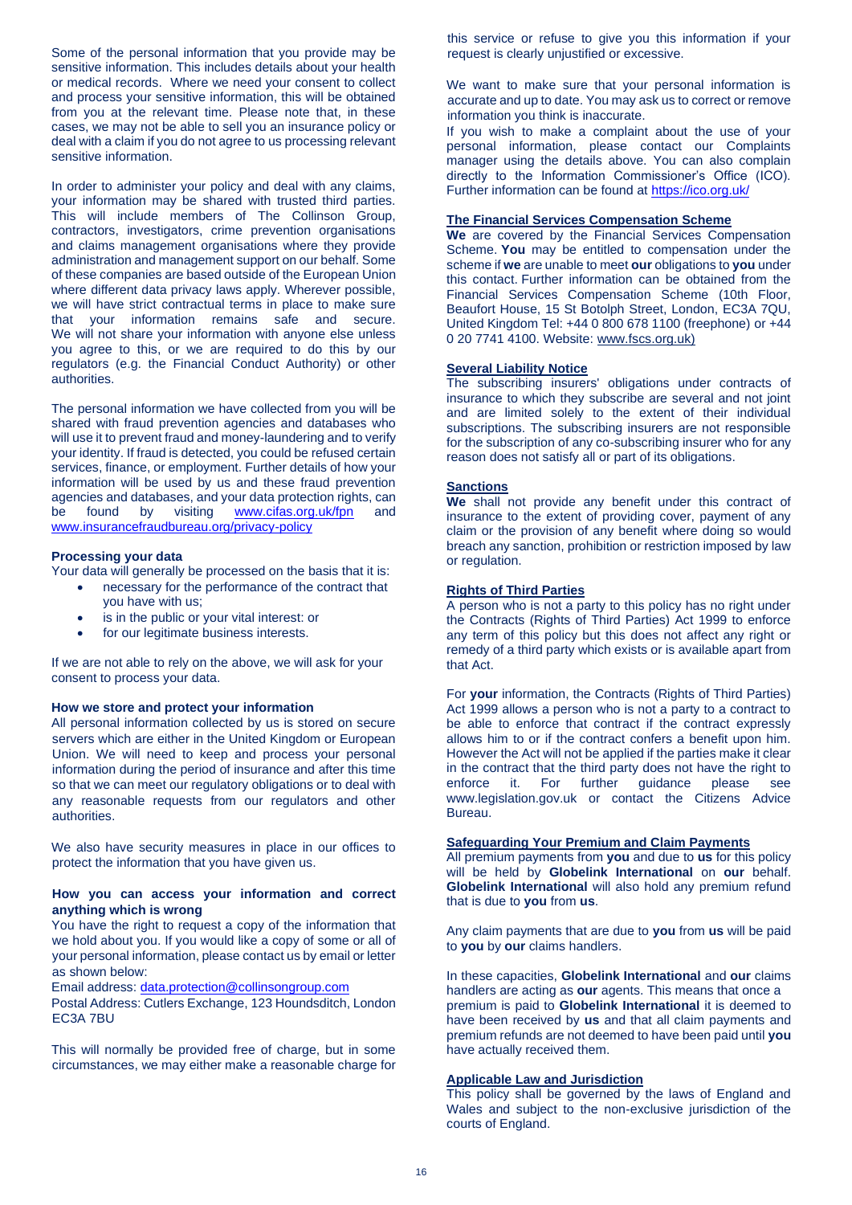Some of the personal information that you provide may be sensitive information. This includes details about your health or medical records. Where we need your consent to collect and process your sensitive information, this will be obtained from you at the relevant time. Please note that, in these cases, we may not be able to sell you an insurance policy or deal with a claim if you do not agree to us processing relevant sensitive information.

In order to administer your policy and deal with any claims, your information may be shared with trusted third parties. This will include members of The Collinson Group, contractors, investigators, crime prevention organisations and claims management organisations where they provide administration and management support on our behalf. Some of these companies are based outside of the European Union where different data privacy laws apply. Wherever possible, we will have strict contractual terms in place to make sure that your information remains safe and secure. We will not share your information with anyone else unless you agree to this, or we are required to do this by our regulators (e.g. the Financial Conduct Authority) or other authorities.

The personal information we have collected from you will be shared with fraud prevention agencies and databases who will use it to prevent fraud and money-laundering and to verify your identity. If fraud is detected, you could be refused certain services, finance, or employment. Further details of how your information will be used by us and these fraud prevention agencies and databases, and your data protection rights, can be found by visiting www.cifas.org.uk/fpn and www.insurancefraudbureau.org/privacy-policy

**Processing your data**

Your data will generally be processed on the basis that it is:

- necessary for the performance of the contract that you have with us;
- is in the public or your vital interest: or
- for our legitimate business interests.

If we are not able to rely on the above, we will ask for your consent to process your data.

**How we store and protect your information**

All personal information collected by us is stored on secure servers which are either in the United Kingdom or European Union. We will need to keep and process your personal information during the period of insurance and after this time so that we can meet our regulatory obligations or to deal with any reasonable requests from our regulators and other authorities.

We also have security measures in place in our offices to protect the information that you have given us.

**How you can access your information and correct anything which is wrong**

You have the right to request a copy of the information that we hold about you. If you would like a copy of some or all of your personal information, please contact us by email or letter as shown below:

Email address: data.protection@collinsongroup.com

Postal Address: Cutlers Exchange, 123 Houndsditch, London EC3A 7BU

This will normally be provided free of charge, but in some circumstances, we may either make a reasonable charge for this service or refuse to give you this information if your request is clearly unjustified or excessive.

We want to make sure that your personal information is accurate and up to date. You may ask us to correct or remove information you think is inaccurate.

If you wish to make a complaint about the use of your personal information, please contact our Complaints manager using the details above. You can also complain directly to the Information Commissioner's Office (ICO). Further information can be found at https://ico.org.uk/

**The Financial Services Compensation Scheme**

**We** are covered by the Financial Services Compensation Scheme. **You** may be entitled to compensation under the scheme if **we** are unable to meet **our** obligations to **you** under this contact. Further information can be obtained from the Financial Services Compensation Scheme (10th Floor, Beaufort House, 15 St Botolph Street, London, EC3A 7QU, United Kingdom Tel: +44 0 800 678 1100 (freephone) or +44 0 20 7741 4100. Website: www.fscs.org.uk)

**Several Liability Notice**

The subscribing insurers' obligations under contracts of insurance to which they subscribe are several and not joint and are limited solely to the extent of their individual subscriptions. The subscribing insurers are not responsible for the subscription of any co-subscribing insurer who for any reason does not satisfy all or part of its obligations.

**Sanctions**

**We** shall not provide any benefit under this contract of insurance to the extent of providing cover, payment of any claim or the provision of any benefit where doing so would breach any sanction, prohibition or restriction imposed by law or regulation.

**Rights of Third Parties**

A person who is not a party to this policy has no right under the Contracts (Rights of Third Parties) Act 1999 to enforce any term of this policy but this does not affect any right or remedy of a third party which exists or is available apart from that Act.

For **your** information, the Contracts (Rights of Third Parties) Act 1999 allows a person who is not a party to a contract to be able to enforce that contract if the contract expressly allows him to or if the contract confers a benefit upon him. However the Act will not be applied if the parties make it clear in the contract that the third party does not have the right to enforce it. For further guidance please see www.legislation.gov.uk or contact the Citizens Advice Bureau.

**Safeguarding Your Premium and Claim Payments**

All premium payments from **you** and due to **us** for this policy will be held by **Globelink International** on **our** behalf. **Globelink International** will also hold any premium refund that is due to **you** from **us**.

Any claim payments that are due to **you** from **us** will be paid to **you** by **our** claims handlers.

In these capacities, **Globelink International** and **our** claims handlers are acting as **our** agents. This means that once a premium is paid to **Globelink International** it is deemed to have been received by **us** and that all claim payments and premium refunds are not deemed to have been paid until **you** have actually received them.

**Applicable Law and Jurisdiction**

This policy shall be governed by the laws of England and Wales and subject to the non-exclusive jurisdiction of the courts of England.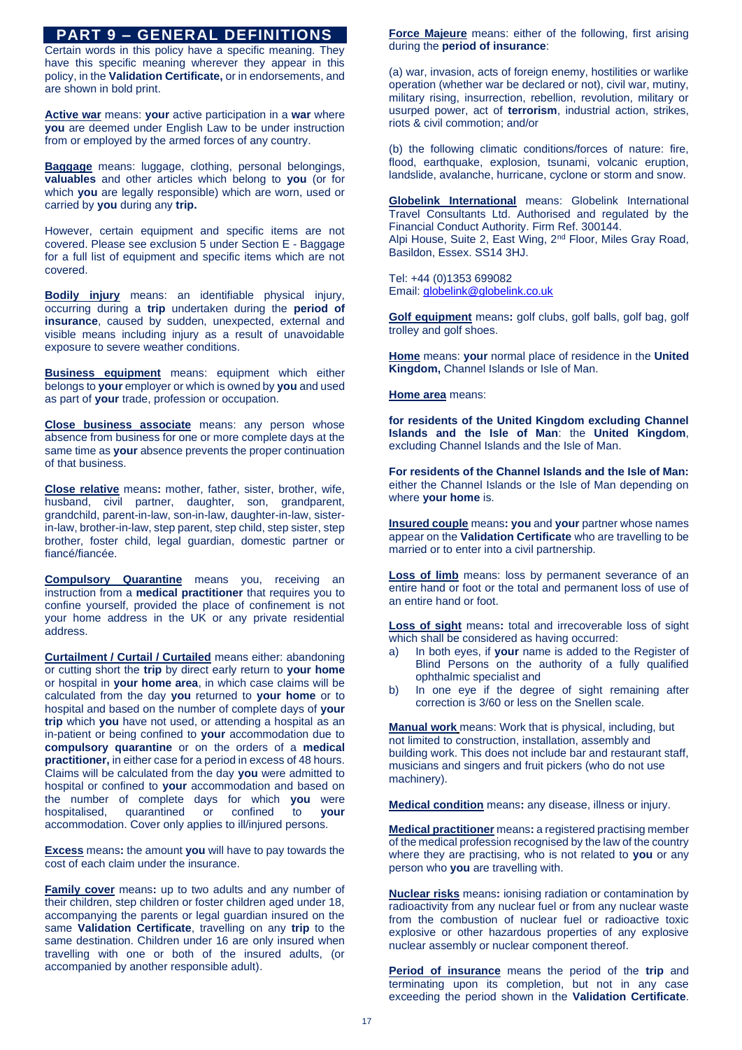# PART 9 – GENERAL DEFINITIONS

Certain words in this policy have a specific meaning. They have this specific meaning wherever they appear in this policy, in the **Validation Certificate,** or in endorsements, and are shown in bold print.

**Active war** means: **your** active participation in a **war** where **you** are deemed under English Law to be under instruction from or employed by the armed forces of any country.

**Baggage** means: luggage, clothing, personal belongings, **valuables** and other articles which belong to **you** (or for which **you** are legally responsible) which are worn, used or carried by **you** during any **trip.**

However, certain equipment and specific items are not covered. Please see exclusion 5 under Section E - Baggage for a full list of equipment and specific items which are not covered.

**Bodily injury** means: an identifiable physical injury, occurring during a **trip** undertaken during the **period of insurance**, caused by sudden, unexpected, external and visible means including injury as a result of unavoidable exposure to severe weather conditions.

**Business equipment** means: equipment which either belongs to **your** employer or which is owned by **you** and used as part of **your** trade, profession or occupation.

**Close business associate** means: any person whose absence from business for one or more complete days at the same time as **your** absence prevents the proper continuation of that business.

**Close relative** means**:** mother, father, sister, brother, wife, husband, civil partner, daughter, son, grandparent, grandchild, parent-in-law, son-in-law, daughter-in-law, sister-in-law, brother-in-law, step parent, step child, step sister, step brother, foster child, legal guardian, domestic partner or fiancé/fiancée.

**Compulsory Quarantine** means you, receiving an instruction from a **medical practitioner** that requires you to confine yourself, provided the place of confinement is not your home address in the UK or any private residential address.

**Curtailment / Curtail / Curtailed** means either: abandoning or cutting short the **trip** by direct early return to **your home** or hospital in **your home area**, in which case claims will be calculated from the day **you** returned to **your home** or to hospital and based on the number of complete days of **your trip** which **you** have not used, or attending a hospital as an in-patient or being confined to **your** accommodation due to **compulsory quarantine** or on the orders of a **medical practitioner,** in either case for a period in excess of 48 hours. Claims will be calculated from the day **you** were admitted to hospital or confined to **your** accommodation and based on the number of complete days for which **you** were hospitalised, quarantined or confined to **your** accommodation. Cover only applies to ill/injured persons.

**Excess** means**:** the amount **you** will have to pay towards the cost of each claim under the insurance.

**Family cover** means**:** up to two adults and any number of their children, step children or foster children aged under 18, accompanying the parents or legal guardian insured on the same **Validation Certificate**, travelling on any **trip** to the same destination. Children under 16 are only insured when travelling with one or both of the insured adults, (or accompanied by another responsible adult).

**Force Majeure** means: either of the following, first arising during the **period of insurance**:

(a) war, invasion, acts of foreign enemy, hostilities or warlike operation (whether war be declared or not), civil war, mutiny, military rising, insurrection, rebellion, revolution, military or usurped power, act of **terrorism**, industrial action, strikes, riots & civil commotion; and/or

(b) the following climatic conditions/forces of nature: fire, flood, earthquake, explosion, tsunami, volcanic eruption, landslide, avalanche, hurricane, cyclone or storm and snow.

**Globelink International** means: Globelink International Travel Consultants Ltd. Authorised and regulated by the Financial Conduct Authority. Firm Ref. 300144.
Alpi House, Suite 2, East Wing, 2nd Floor, Miles Gray Road, Basildon, Essex. SS14 3HJ.

Tel: +44 (0)1353 699082
Email: globelink@globelink.co.uk

**Golf equipment** means**:** golf clubs, golf balls, golf bag, golf trolley and golf shoes.

**Home** means: **your** normal place of residence in the **United Kingdom,** Channel Islands or Isle of Man.

**Home area** means:

**for residents of the United Kingdom excluding Channel Islands and the Isle of Man**: the **United Kingdom**, excluding Channel Islands and the Isle of Man.

**For residents of the Channel Islands and the Isle of Man:** either the Channel Islands or the Isle of Man depending on where **your home** is.

**Insured couple** means**: you** and **your** partner whose names appear on the **Validation Certificate** who are travelling to be married or to enter into a civil partnership.

**Loss of limb** means: loss by permanent severance of an entire hand or foot or the total and permanent loss of use of an entire hand or foot.

**Loss of sight** means**:** total and irrecoverable loss of sight which shall be considered as having occurred:

a) In both eyes, if **your** name is added to the Register of Blind Persons on the authority of a fully qualified ophthalmic specialist and
b) In one eye if the degree of sight remaining after correction is 3/60 or less on the Snellen scale.

**Manual work** means: Work that is physical, including, but not limited to construction, installation, assembly and building work. This does not include bar and restaurant staff, musicians and singers and fruit pickers (who do not use machinery).

**Medical condition** means**:** any disease, illness or injury.

**Medical practitioner** means**:** a registered practising member of the medical profession recognised by the law of the country where they are practising, who is not related to **you** or any person who **you** are travelling with.

**Nuclear risks** means**:** ionising radiation or contamination by radioactivity from any nuclear fuel or from any nuclear waste from the combustion of nuclear fuel or radioactive toxic explosive or other hazardous properties of any explosive nuclear assembly or nuclear component thereof.

**Period of insurance** means the period of the **trip** and terminating upon its completion, but not in any case exceeding the period shown in the **Validation Certificate**.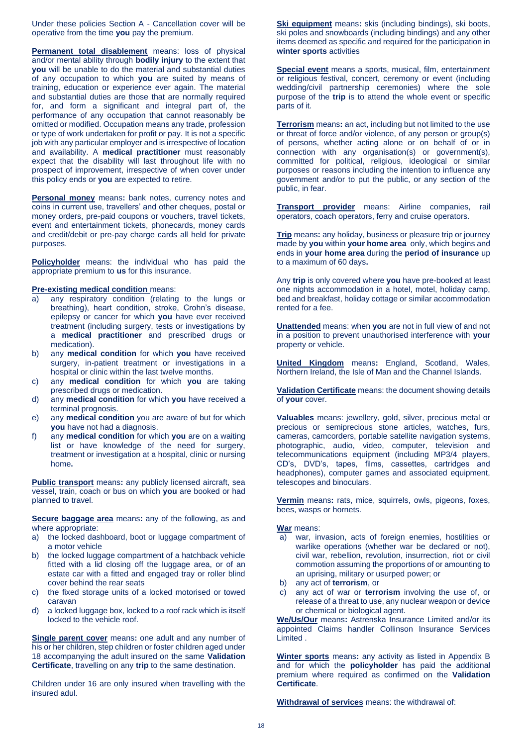Under these policies Section A - Cancellation cover will be operative from the time **you** pay the premium.

**Permanent total disablement** means: loss of physical and/or mental ability through **bodily injury** to the extent that **you** will be unable to do the material and substantial duties of any occupation to which **you** are suited by means of training, education or experience ever again. The material and substantial duties are those that are normally required for, and form a significant and integral part of, the performance of any occupation that cannot reasonably be omitted or modified. Occupation means any trade, profession or type of work undertaken for profit or pay. It is not a specific job with any particular employer and is irrespective of location and availability. A **medical practitioner** must reasonably expect that the disability will last throughout life with no prospect of improvement, irrespective of when cover under this policy ends or **you** are expected to retire.

**Personal money** means**:** bank notes, currency notes and coins in current use, travellers' and other cheques, postal or money orders, pre-paid coupons or vouchers, travel tickets, event and entertainment tickets, phonecards, money cards and credit/debit or pre-pay charge cards all held for private purposes.

**Policyholder** means: the individual who has paid the appropriate premium to **us** for this insurance.

**Pre-existing medical condition** means:

a) any respiratory condition (relating to the lungs or breathing), heart condition, stroke, Crohn's disease, epilepsy or cancer for which **you** have ever received treatment (including surgery, tests or investigations by a **medical practitioner** and prescribed drugs or medication).
b) any **medical condition** for which **you** have received surgery, in-patient treatment or investigations in a hospital or clinic within the last twelve months.
c) any **medical condition** for which **you** are taking prescribed drugs or medication.
d) any **medical condition** for which **you** have received a terminal prognosis.
e) any **medical condition** you are aware of but for which **you** have not had a diagnosis.
f) any **medical condition** for which **you** are on a waiting list or have knowledge of the need for surgery, treatment or investigation at a hospital, clinic or nursing home**.**

**Public transport** means**:** any publicly licensed aircraft, sea vessel, train, coach or bus on which **you** are booked or had planned to travel.

**Secure baggage area** means**:** any of the following, as and where appropriate:

a) the locked dashboard, boot or luggage compartment of a motor vehicle
b) the locked luggage compartment of a hatchback vehicle fitted with a lid closing off the luggage area, or of an estate car with a fitted and engaged tray or roller blind cover behind the rear seats
c) the fixed storage units of a locked motorised or towed caravan
d) a locked luggage box, locked to a roof rack which is itself locked to the vehicle roof.

**Single parent cover** means**:** one adult and any number of his or her children, step children or foster children aged under 18 accompanying the adult insured on the same **Validation Certificate**, travelling on any **trip** to the same destination.

Children under 16 are only insured when travelling with the insured adul.

**Ski equipment** means**:** skis (including bindings), ski boots, ski poles and snowboards (including bindings) and any other items deemed as specific and required for the participation in **winter sports** activities

**Special event** means a sports, musical, film, entertainment or religious festival, concert, ceremony or event (including wedding/civil partnership ceremonies) where the sole purpose of the **trip** is to attend the whole event or specific parts of it.

**Terrorism** means**:** an act, including but not limited to the use or threat of force and/or violence, of any person or group(s) of persons, whether acting alone or on behalf of or in connection with any organisation(s) or government(s), committed for political, religious, ideological or similar purposes or reasons including the intention to influence any government and/or to put the public, or any section of the public, in fear.

**Transport provider** means: Airline companies, rail operators, coach operators, ferry and cruise operators.

**Trip** means**:** any holiday, business or pleasure trip or journey made by **you** within **your home area** only, which begins and ends in **your home area** during the **period of insurance** up to a maximum of 60 days**.**

Any **trip** is only covered where **you** have pre-booked at least one nights accommodation in a hotel, motel, holiday camp, bed and breakfast, holiday cottage or similar accommodation rented for a fee.

**Unattended** means: when **you** are not in full view of and not in a position to prevent unauthorised interference with **your** property or vehicle.

**United Kingdom** means**:** England, Scotland, Wales, Northern Ireland, the Isle of Man and the Channel Islands.

**Validation Certificate** means: the document showing details of **your** cover.

**Valuables** means: jewellery, gold, silver, precious metal or precious or semiprecious stone articles, watches, furs, cameras, camcorders, portable satellite navigation systems, photographic, audio, video, computer, television and telecommunications equipment (including MP3/4 players, CD's, DVD's, tapes, films, cassettes, cartridges and headphones), computer games and associated equipment, telescopes and binoculars.

**Vermin** means**:** rats, mice, squirrels, owls, pigeons, foxes, bees, wasps or hornets.

**War** means:

a) war, invasion, acts of foreign enemies, hostilities or warlike operations (whether war be declared or not), civil war, rebellion, revolution, insurrection, riot or civil commotion assuming the proportions of or amounting to an uprising, military or usurped power; or
b) any act of **terrorism**, or
c) any act of war or **terrorism** involving the use of, or release of a threat to use, any nuclear weapon or device or chemical or biological agent.

**We/Us/Our** means**:** Astrenska Insurance Limited and/or its appointed Claims handler Collinson Insurance Services Limited .

**Winter sports** means**:** any activity as listed in Appendix B and for which the **policyholder** has paid the additional premium where required as confirmed on the **Validation Certificate**.

**Withdrawal of services** means: the withdrawal of: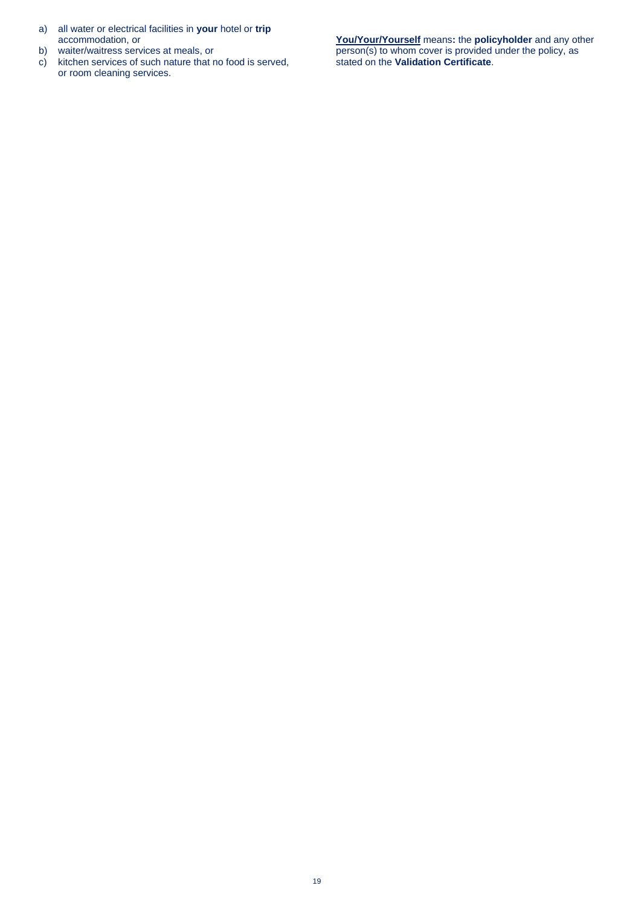a) all water or electrical facilities in **your** hotel or **trip** accommodation, or
b) waiter/waitress services at meals, or
c) kitchen services of such nature that no food is served, or room cleaning services.

**You/Your/Yourself** means**:** the **policyholder** and any other person(s) to whom cover is provided under the policy, as stated on the **Validation Certificate**.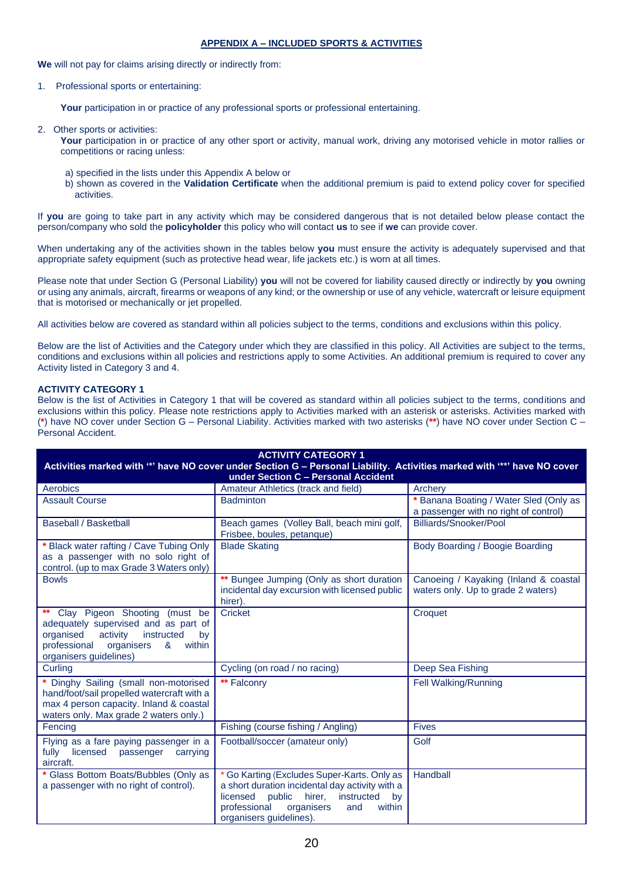## APPENDIX A – INCLUDED SPORTS & ACTIVITIES

**We** will not pay for claims arising directly or indirectly from:

1. Professional sports or entertaining:

   **Your** participation in or practice of any professional sports or professional entertaining.

2. Other sports or activities:
   **Your** participation in or practice of any other sport or activity, manual work, driving any motorised vehicle in motor rallies or competitions or racing unless:

   a) specified in the lists under this Appendix A below or
   b) shown as covered in the **Validation Certificate** when the additional premium is paid to extend policy cover for specified activities.

If **you** are going to take part in any activity which may be considered dangerous that is not detailed below please contact the person/company who sold the **policyholder** this policy who will contact **us** to see if **we** can provide cover.

When undertaking any of the activities shown in the tables below **you** must ensure the activity is adequately supervised and that appropriate safety equipment (such as protective head wear, life jackets etc.) is worn at all times.

Please note that under Section G (Personal Liability) **you** will not be covered for liability caused directly or indirectly by **you** owning or using any animals, aircraft, firearms or weapons of any kind; or the ownership or use of any vehicle, watercraft or leisure equipment that is motorised or mechanically or jet propelled.

All activities below are covered as standard within all policies subject to the terms, conditions and exclusions within this policy.

Below are the list of Activities and the Category under which they are classified in this policy. All Activities are subject to the terms, conditions and exclusions within all policies and restrictions apply to some Activities. An additional premium is required to cover any Activity listed in Category 3 and 4.

**ACTIVITY CATEGORY 1**
Below is the list of Activities in Category 1 that will be covered as standard within all policies subject to the terms, conditions and exclusions within this policy. Please note restrictions apply to Activities marked with an asterisk or asterisks. Activities marked with (*) have NO cover under Section G – Personal Liability. Activities marked with two asterisks (**) have NO cover under Section C – Personal Accident.

| **ACTIVITY CATEGORY 1 — Activities marked with '*' have NO cover under Section G – Personal Liability. Activities marked with '**' have NO cover under Section C – Personal Accident** | | |
|---|---|---|
| Aerobics | Amateur Athletics (track and field) | Archery |
| Assault Course | Badminton | * Banana Boating / Water Sled (Only as a passenger with no right of control) |
| Baseball / Basketball | Beach games (Volley Ball, beach mini golf, Frisbee, boules, petanque) | Billiards/Snooker/Pool |
| * Black water rafting / Cave Tubing Only as a passenger with no solo right of control. (up to max Grade 3 Waters only) | Blade Skating | Body Boarding / Boogie Boarding |
| Bowls | ** Bungee Jumping (Only as short duration incidental day excursion with licensed public hirer). | Canoeing / Kayaking (Inland & coastal waters only. Up to grade 2 waters) |
| ** Clay Pigeon Shooting (must be adequately supervised and as part of organised activity instructed by professional organisers & within organisers guidelines) | Cricket | Croquet |
| Curling | Cycling (on road / no racing) | Deep Sea Fishing |
| * Dinghy Sailing (small non-motorised hand/foot/sail propelled watercraft with a max 4 person capacity. Inland & coastal waters only. Max grade 2 waters only.) | ** Falconry | Fell Walking/Running |
| Fencing | Fishing (course fishing / Angling) | Fives |
| Flying as a fare paying passenger in a fully licensed passenger carrying aircraft. | Football/soccer (amateur only) | Golf |
| * Glass Bottom Boats/Bubbles (Only as a passenger with no right of control). | * Go Karting (Excludes Super-Karts. Only as a short duration incidental day activity with a licensed public hirer, instructed by professional organisers and within organisers guidelines). | Handball |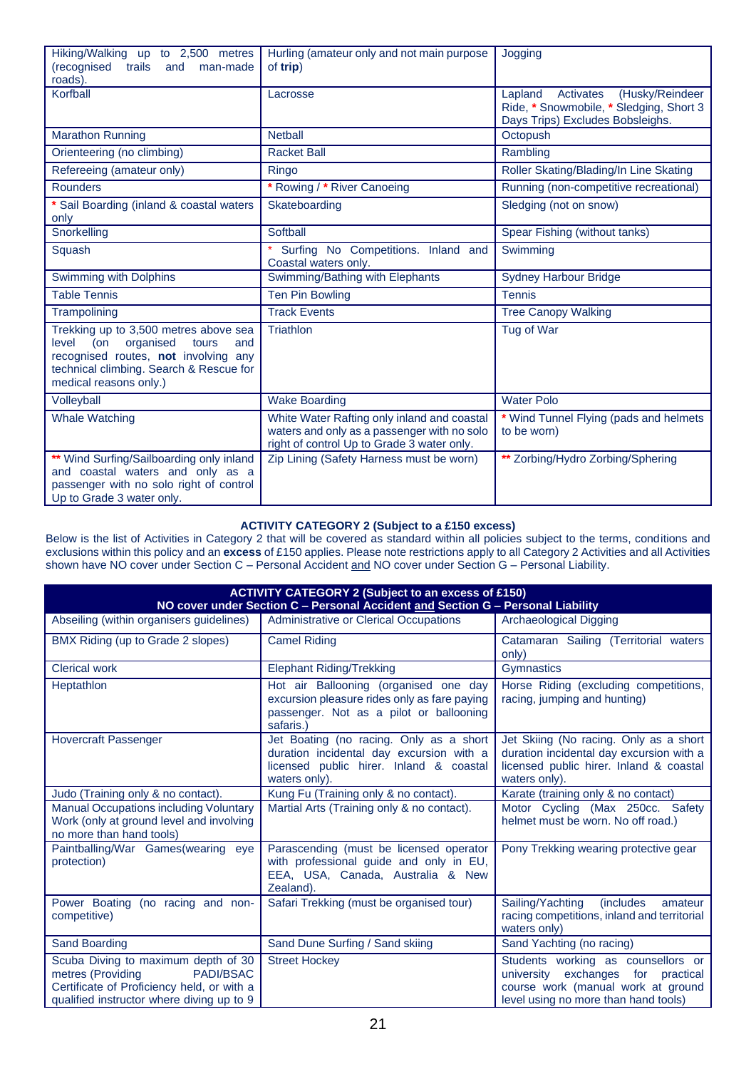| | | |
|---|---|---|
| Hiking/Walking up to 2,500 metres (recognised trails and man-made roads). | Hurling (amateur only and not main purpose of **trip**) | Jogging |
| Korfball | Lacrosse | Lapland Activates (Husky/Reindeer Ride, * Snowmobile, * Sledging, Short 3 Days Trips) Excludes Bobsleighs. |
| Marathon Running | Netball | Octopush |
| Orienteering (no climbing) | Racket Ball | Rambling |
| Refereeing (amateur only) | Ringo | Roller Skating/Blading/In Line Skating |
| Rounders | * Rowing / * River Canoeing | Running (non-competitive recreational) |
| * Sail Boarding (inland & coastal waters only | Skateboarding | Sledging (not on snow) |
| Snorkelling | Softball | Spear Fishing (without tanks) |
| Squash | * Surfing No Competitions. Inland and Coastal waters only. | Swimming |
| Swimming with Dolphins | Swimming/Bathing with Elephants | Sydney Harbour Bridge |
| Table Tennis | Ten Pin Bowling | Tennis |
| Trampolining | Track Events | Tree Canopy Walking |
| Trekking up to 3,500 metres above sea level (on organised tours and recognised routes, **not** involving any technical climbing. Search & Rescue for medical reasons only.) | Triathlon | Tug of War |
| Volleyball | Wake Boarding | Water Polo |
| Whale Watching | White Water Rafting only inland and coastal waters and only as a passenger with no solo right of control Up to Grade 3 water only. | * Wind Tunnel Flying (pads and helmets to be worn) |
| ** Wind Surfing/Sailboarding only inland and coastal waters and only as a passenger with no solo right of control Up to Grade 3 water only. | Zip Lining (Safety Harness must be worn) | ** Zorbing/Hydro Zorbing/Sphering |

**ACTIVITY CATEGORY 2 (Subject to a £150 excess)**

Below is the list of Activities in Category 2 that will be covered as standard within all policies subject to the terms, conditions and exclusions within this policy and an **excess** of £150 applies. Please note restrictions apply to all Category 2 Activities and all Activities shown have NO cover under Section C – Personal Accident and NO cover under Section G – Personal Liability.

| **ACTIVITY CATEGORY 2 (Subject to an excess of £150) NO cover under Section C – Personal Accident and Section G – Personal Liability** | | |
|---|---|---|
| Abseiling (within organisers guidelines) | Administrative or Clerical Occupations | Archaeological Digging |
| BMX Riding (up to Grade 2 slopes) | Camel Riding | Catamaran Sailing (Territorial waters only) |
| Clerical work | Elephant Riding/Trekking | Gymnastics |
| Heptathlon | Hot air Ballooning (organised one day excursion pleasure rides only as fare paying passenger. Not as a pilot or ballooning safaris.) | Horse Riding (excluding competitions, racing, jumping and hunting) |
| Hovercraft Passenger | Jet Boating (no racing. Only as a short duration incidental day excursion with a licensed public hirer. Inland & coastal waters only). | Jet Skiing (No racing. Only as a short duration incidental day excursion with a licensed public hirer. Inland & coastal waters only). |
| Judo (Training only & no contact). | Kung Fu (Training only & no contact). | Karate (training only & no contact) |
| Manual Occupations including Voluntary Work (only at ground level and involving no more than hand tools) | Martial Arts (Training only & no contact). | Motor Cycling (Max 250cc. Safety helmet must be worn. No off road.) |
| Paintballing/War Games(wearing eye protection) | Parascending (must be licensed operator with professional guide and only in EU, EEA, USA, Canada, Australia & New Zealand). | Pony Trekking wearing protective gear |
| Power Boating (no racing and non-competitive) | Safari Trekking (must be organised tour) | Sailing/Yachting (includes amateur racing competitions, inland and territorial waters only) |
| Sand Boarding | Sand Dune Surfing / Sand skiing | Sand Yachting (no racing) |
| Scuba Diving to maximum depth of 30 metres (Providing PADI/BSAC Certificate of Proficiency held, or with a qualified instructor where diving up to 9 | Street Hockey | Students working as counsellors or university exchanges for practical course work (manual work at ground level using no more than hand tools) |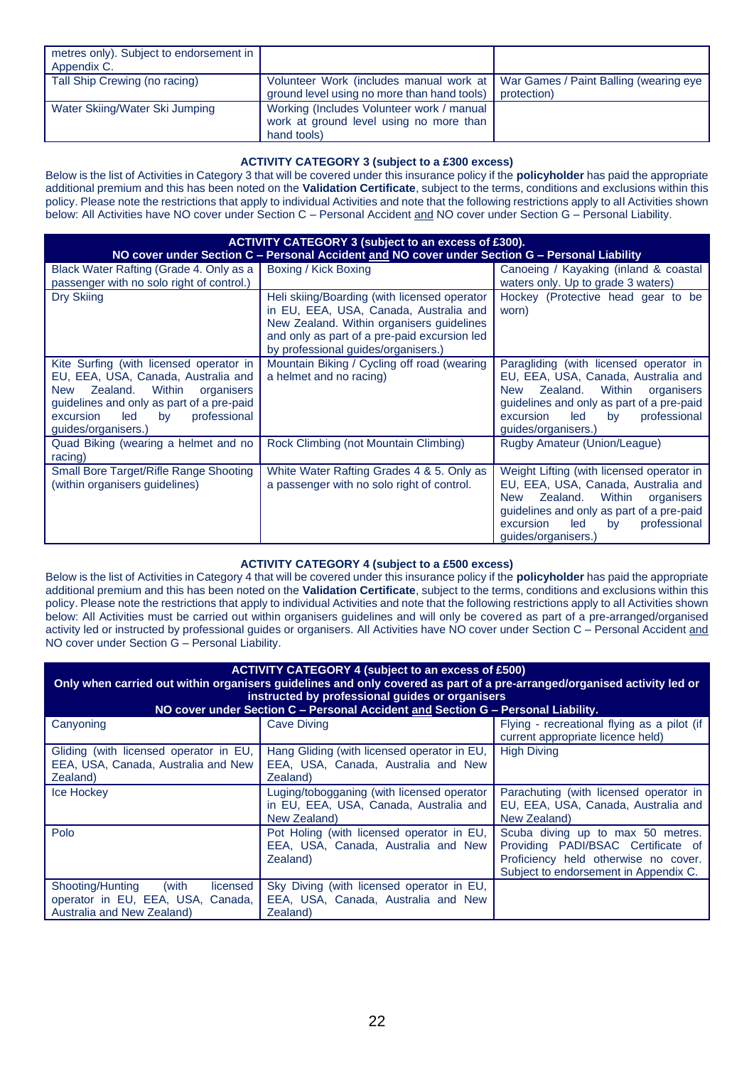| | | |
|---|---|---|
| metres only). Subject to endorsement in Appendix C. | | |
| Tall Ship Crewing (no racing) | Volunteer Work (includes manual work at ground level using no more than hand tools) | War Games / Paint Balling (wearing eye protection) |
| Water Skiing/Water Ski Jumping | Working (Includes Volunteer work / manual work at ground level using no more than hand tools) | |

**ACTIVITY CATEGORY 3 (subject to a £300 excess)**

Below is the list of Activities in Category 3 that will be covered under this insurance policy if the **policyholder** has paid the appropriate additional premium and this has been noted on the **Validation Certificate**, subject to the terms, conditions and exclusions within this policy. Please note the restrictions that apply to individual Activities and note that the following restrictions apply to all Activities shown below: All Activities have NO cover under Section C – Personal Accident and NO cover under Section G – Personal Liability.

| **ACTIVITY CATEGORY 3 (subject to an excess of £300). NO cover under Section C – Personal Accident and NO cover under Section G – Personal Liability** | | |
|---|---|---|
| Black Water Rafting (Grade 4. Only as a passenger with no solo right of control.) | Boxing / Kick Boxing | Canoeing / Kayaking (inland & coastal waters only. Up to grade 3 waters) |
| Dry Skiing | Heli skiing/Boarding (with licensed operator in EU, EEA, USA, Canada, Australia and New Zealand. Within organisers guidelines and only as part of a pre-paid excursion led by professional guides/organisers.) | Hockey (Protective head gear to be worn) |
| Kite Surfing (with licensed operator in EU, EEA, USA, Canada, Australia and New Zealand. Within organisers guidelines and only as part of a pre-paid excursion led by professional guides/organisers.) | Mountain Biking / Cycling off road (wearing a helmet and no racing) | Paragliding (with licensed operator in EU, EEA, USA, Canada, Australia and New Zealand. Within organisers guidelines and only as part of a pre-paid excursion led by professional guides/organisers.) |
| Quad Biking (wearing a helmet and no racing) | Rock Climbing (not Mountain Climbing) | Rugby Amateur (Union/League) |
| Small Bore Target/Rifle Range Shooting (within organisers guidelines) | White Water Rafting Grades 4 & 5. Only as a passenger with no solo right of control. | Weight Lifting (with licensed operator in EU, EEA, USA, Canada, Australia and New Zealand. Within organisers guidelines and only as part of a pre-paid excursion led by professional guides/organisers.) |

**ACTIVITY CATEGORY 4 (subject to a £500 excess)**

Below is the list of Activities in Category 4 that will be covered under this insurance policy if the **policyholder** has paid the appropriate additional premium and this has been noted on the **Validation Certificate**, subject to the terms, conditions and exclusions within this policy. Please note the restrictions that apply to individual Activities and note that the following restrictions apply to all Activities shown below: All Activities must be carried out within organisers guidelines and will only be covered as part of a pre-arranged/organised activity led or instructed by professional guides or organisers. All Activities have NO cover under Section C – Personal Accident and NO cover under Section G – Personal Liability.

| **ACTIVITY CATEGORY 4 (subject to an excess of £500) Only when carried out within organisers guidelines and only covered as part of a pre-arranged/organised activity led or instructed by professional guides or organisers NO cover under Section C – Personal Accident and Section G – Personal Liability.** | | |
|---|---|---|
| Canyoning | Cave Diving | Flying - recreational flying as a pilot (if current appropriate licence held) |
| Gliding (with licensed operator in EU, EEA, USA, Canada, Australia and New Zealand) | Hang Gliding (with licensed operator in EU, EEA, USA, Canada, Australia and New Zealand) | High Diving |
| Ice Hockey | Luging/tobogganing (with licensed operator in EU, EEA, USA, Canada, Australia and New Zealand) | Parachuting (with licensed operator in EU, EEA, USA, Canada, Australia and New Zealand) |
| Polo | Pot Holing (with licensed operator in EU, EEA, USA, Canada, Australia and New Zealand) | Scuba diving up to max 50 metres. Providing PADI/BSAC Certificate of Proficiency held otherwise no cover. Subject to endorsement in Appendix C. |
| Shooting/Hunting (with licensed operator in EU, EEA, USA, Canada, Australia and New Zealand) | Sky Diving (with licensed operator in EU, EEA, USA, Canada, Australia and New Zealand) | |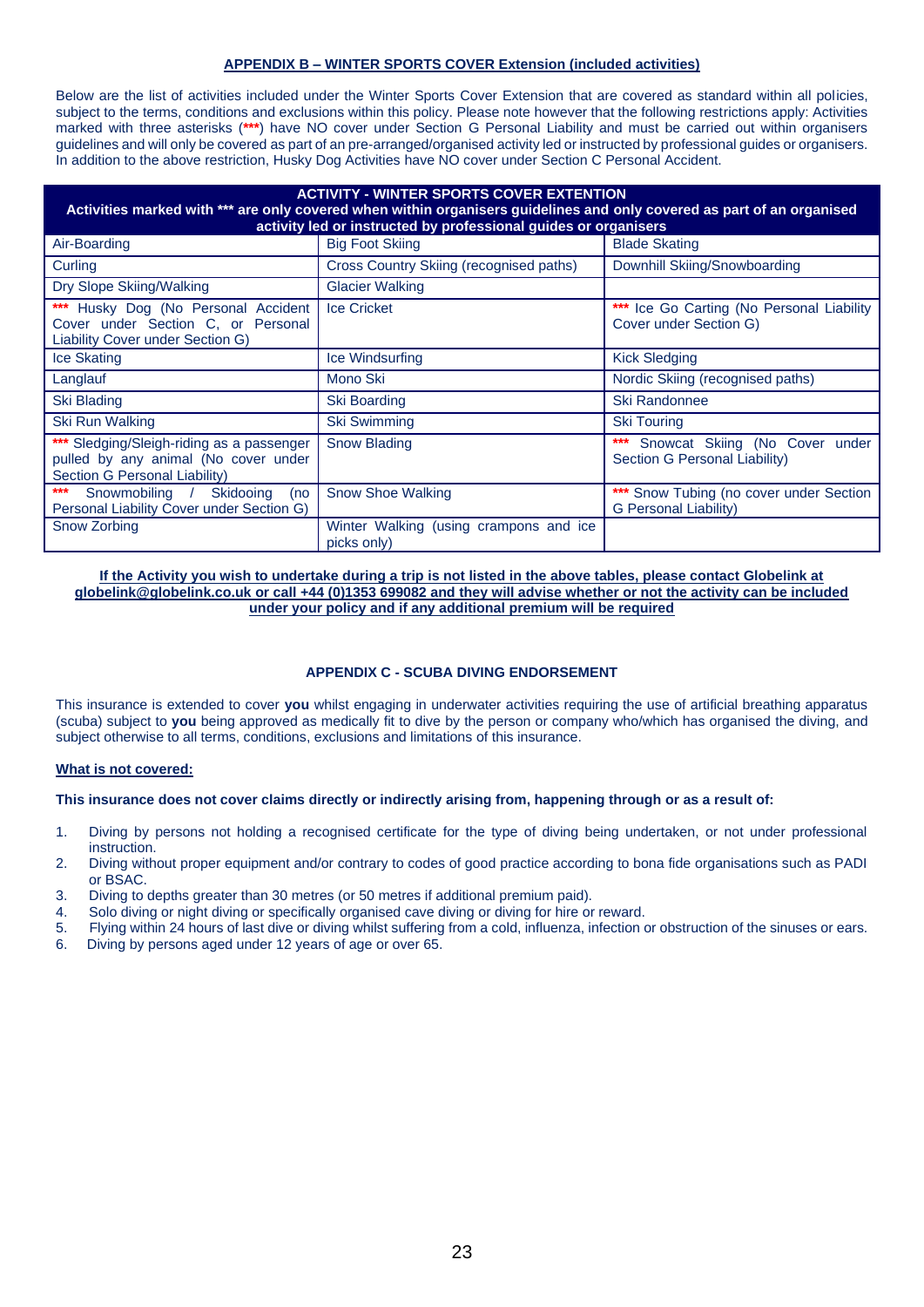## APPENDIX B – WINTER SPORTS COVER Extension (included activities)

Below are the list of activities included under the Winter Sports Cover Extension that are covered as standard within all policies, subject to the terms, conditions and exclusions within this policy. Please note however that the following restrictions apply: Activities marked with three asterisks (***) have NO cover under Section G Personal Liability and must be carried out within organisers guidelines and will only be covered as part of an pre-arranged/organised activity led or instructed by professional guides or organisers. In addition to the above restriction, Husky Dog Activities have NO cover under Section C Personal Accident.

| ACTIVITY - WINTER SPORTS COVER EXTENTION<br>Activities marked with *** are only covered when within organisers guidelines and only covered as part of an organised activity led or instructed by professional guides or organisers | | |
|---|---|---|
| Air-Boarding | Big Foot Skiing | Blade Skating |
| Curling | Cross Country Skiing (recognised paths) | Downhill Skiing/Snowboarding |
| Dry Slope Skiing/Walking | Glacier Walking | |
| *** Husky Dog (No Personal Accident Cover under Section C, or Personal Liability Cover under Section G) | Ice Cricket | *** Ice Go Carting (No Personal Liability Cover under Section G) |
| Ice Skating | Ice Windsurfing | Kick Sledging |
| Langlauf | Mono Ski | Nordic Skiing (recognised paths) |
| Ski Blading | Ski Boarding | Ski Randonnee |
| Ski Run Walking | Ski Swimming | Ski Touring |
| *** Sledging/Sleigh-riding as a passenger pulled by any animal (No cover under Section G Personal Liability) | Snow Blading | *** Snowcat Skiing (No Cover under Section G Personal Liability) |
| *** Snowmobiling / Skidooing (no Personal Liability Cover under Section G) | Snow Shoe Walking | *** Snow Tubing (no cover under Section G Personal Liability) |
| Snow Zorbing | Winter Walking (using crampons and ice picks only) | |

**If the Activity you wish to undertake during a trip is not listed in the above tables, please contact Globelink at globelink@globelink.co.uk or call +44 (0)1353 699082 and they will advise whether or not the activity can be included under your policy and if any additional premium will be required**

## APPENDIX C - SCUBA DIVING ENDORSEMENT

This insurance is extended to cover **you** whilst engaging in underwater activities requiring the use of artificial breathing apparatus (scuba) subject to **you** being approved as medically fit to dive by the person or company who/which has organised the diving, and subject otherwise to all terms, conditions, exclusions and limitations of this insurance.

**What is not covered:**

**This insurance does not cover claims directly or indirectly arising from, happening through or as a result of:**

1. Diving by persons not holding a recognised certificate for the type of diving being undertaken, or not under professional instruction.
2. Diving without proper equipment and/or contrary to codes of good practice according to bona fide organisations such as PADI or BSAC.
3. Diving to depths greater than 30 metres (or 50 metres if additional premium paid).
4. Solo diving or night diving or specifically organised cave diving or diving for hire or reward.
5. Flying within 24 hours of last dive or diving whilst suffering from a cold, influenza, infection or obstruction of the sinuses or ears.
6. Diving by persons aged under 12 years of age or over 65.